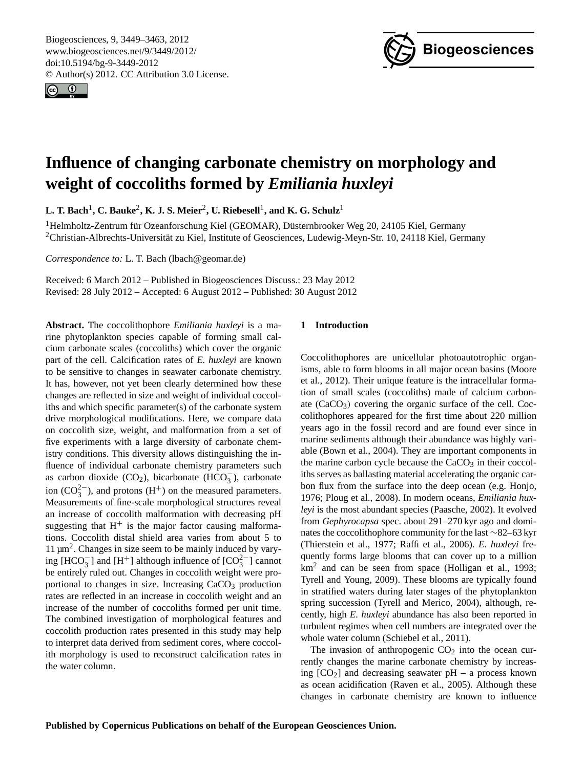# Influence of changing carbonate chemistry on morphology and weight of coccoliths formed by *Emiliania huxleyi*

**L. T. Bach[1], C. Bauke[2], K. J. S. Meier[2], U. Riebesell[1], and K. G. Schulz[1]**

[1]Helmholtz-Zentrum für Ozeanforschung Kiel (GEOMAR), Düsternbrooker Weg 20, 24105 Kiel, Germany
[2]Christian-Albrechts-Universität zu Kiel, Institute of Geosciences, Ludewig-Meyn-Str. 10, 24118 Kiel, Germany

*Correspondence to:* L. T. Bach (lbach@geomar.de)

Received: 6 March 2012 – Published in Biogeosciences Discuss.: 23 May 2012
Revised: 28 July 2012 – Accepted: 6 August 2012 – Published: 30 August 2012

**Abstract.** The coccolithophore *Emiliania huxleyi* is a marine phytoplankton species capable of forming small calcium carbonate scales (coccoliths) which cover the organic part of the cell. Calcification rates of *E. huxleyi* are known to be sensitive to changes in seawater carbonate chemistry. It has, however, not yet been clearly determined how these changes are reflected in size and weight of individual coccoliths and which specific parameter(s) of the carbonate system drive morphological modifications. Here, we compare data on coccolith size, weight, and malformation from a set of five experiments with a large diversity of carbonate chemistry conditions. This diversity allows distinguishing the influence of individual carbonate chemistry parameters such as carbon dioxide ($CO_2$), bicarbonate ($HCO_3^-$), carbonate ion ($CO_3^{2-}$), and protons ($H^+$) on the measured parameters. Measurements of fine-scale morphological structures reveal an increase of coccolith malformation with decreasing pH suggesting that $H^+$ is the major factor causing malformations. Coccolith distal shield area varies from about 5 to 11 µm$^2$. Changes in size seem to be mainly induced by varying [$HCO_3^-$] and [$H^+$] although influence of [$CO_3^{2-}$] cannot be entirely ruled out. Changes in coccolith weight were proportional to changes in size. Increasing $CaCO_3$ production rates are reflected in an increase in coccolith weight and an increase of the number of coccoliths formed per unit time. The combined investigation of morphological features and coccolith production rates presented in this study may help to interpret data derived from sediment cores, where coccolith morphology is used to reconstruct calcification rates in the water column.

## 1 Introduction

Coccolithophores are unicellular photoautotrophic organisms, able to form blooms in all major ocean basins (Moore et al., 2012). Their unique feature is the intracellular formation of small scales (coccoliths) made of calcium carbonate ($CaCO_3$) covering the organic surface of the cell. Coccolithophores appeared for the first time about 220 million years ago in the fossil record and are found ever since in marine sediments although their abundance was highly variable (Bown et al., 2004). They are important components in the marine carbon cycle because the $CaCO_3$ in their coccoliths serves as ballasting material accelerating the organic carbon flux from the surface into the deep ocean (e.g. Honjo, 1976; Ploug et al., 2008). In modern oceans, *Emiliania huxleyi* is the most abundant species (Paasche, 2002). It evolved from *Gephyrocapsa* spec. about 291–270 kyr ago and dominates the coccolithophore community for the last ∼82–63 kyr (Thierstein et al., 1977; Raffi et al., 2006). *E. huxleyi* frequently forms large blooms that can cover up to a million km$^2$ and can be seen from space (Holligan et al., 1993; Tyrell and Young, 2009). These blooms are typically found in stratified waters during later stages of the phytoplankton spring succession (Tyrell and Merico, 2004), although, recently, high *E. huxleyi* abundance has also been reported in turbulent regimes when cell numbers are integrated over the whole water column (Schiebel et al., 2011).

The invasion of anthropogenic $CO_2$ into the ocean currently changes the marine carbonate chemistry by increasing [$CO_2$] and decreasing seawater pH – a process known as ocean acidification (Raven et al., 2005). Although these changes in carbonate chemistry are known to influence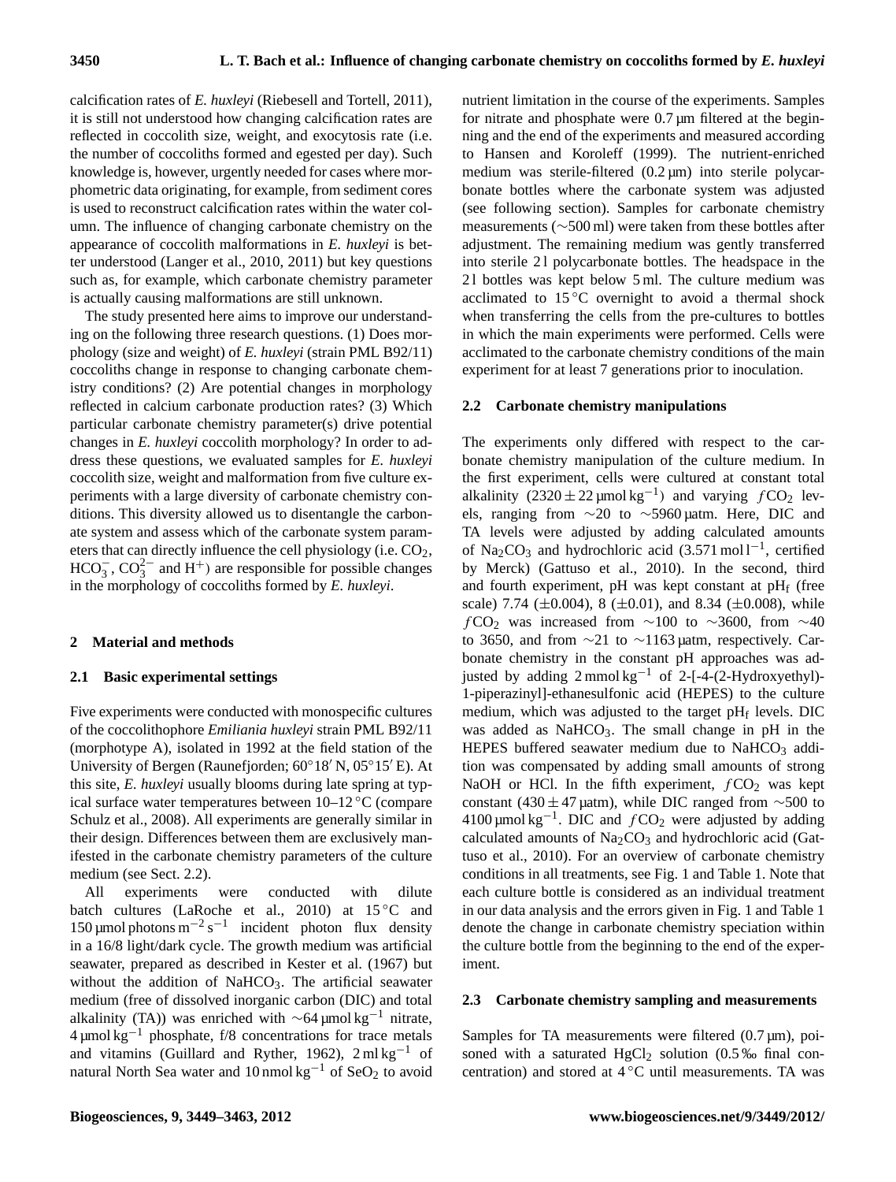calcification rates of *E. huxleyi* (Riebesell and Tortell, 2011), it is still not understood how changing calcification rates are reflected in coccolith size, weight, and exocytosis rate (i.e. the number of coccoliths formed and egested per day). Such knowledge is, however, urgently needed for cases where morphometric data originating, for example, from sediment cores is used to reconstruct calcification rates within the water column. The influence of changing carbonate chemistry on the appearance of coccolith malformations in *E. huxleyi* is better understood (Langer et al., 2010, 2011) but key questions such as, for example, which carbonate chemistry parameter is actually causing malformations are still unknown.

The study presented here aims to improve our understanding on the following three research questions. (1) Does morphology (size and weight) of *E. huxleyi* (strain PML B92/11) coccoliths change in response to changing carbonate chemistry conditions? (2) Are potential changes in morphology reflected in calcium carbonate production rates? (3) Which particular carbonate chemistry parameter(s) drive potential changes in *E. huxleyi* coccolith morphology? In order to address these questions, we evaluated samples for *E. huxleyi* coccolith size, weight and malformation from five culture experiments with a large diversity of carbonate chemistry conditions. This diversity allowed us to disentangle the carbonate system and assess which of the carbonate system parameters that can directly influence the cell physiology (i.e. $CO_2$, $HCO_3^-$, $CO_3^{2-}$ and $H^+$) are responsible for possible changes in the morphology of coccoliths formed by *E. huxleyi*.

## 2 Material and methods

### 2.1 Basic experimental settings

Five experiments were conducted with monospecific cultures of the coccolithophore *Emiliania huxleyi* strain PML B92/11 (morphotype A), isolated in 1992 at the field station of the University of Bergen (Raunefjorden; 60°18′ N, 05°15′ E). At this site, *E. huxleyi* usually blooms during late spring at typical surface water temperatures between 10–12 °C (compare Schulz et al., 2008). All experiments are generally similar in their design. Differences between them are exclusively manifested in the carbonate chemistry parameters of the culture medium (see Sect. 2.2).

All experiments were conducted with dilute batch cultures (LaRoche et al., 2010) at 15 °C and 150 µmol photons $m^{-2}\,s^{-1}$ incident photon flux density in a 16/8 light/dark cycle. The growth medium was artificial seawater, prepared as described in Kester et al. (1967) but without the addition of $NaHCO_3$. The artificial seawater medium (free of dissolved inorganic carbon (DIC) and total alkalinity (TA)) was enriched with ~64 µmol $kg^{-1}$ nitrate, 4 µmol $kg^{-1}$ phosphate, f/8 concentrations for trace metals and vitamins (Guillard and Ryther, 1962), 2 ml $kg^{-1}$ of natural North Sea water and 10 nmol $kg^{-1}$ of $SeO_2$ to avoid nutrient limitation in the course of the experiments. Samples for nitrate and phosphate were 0.7 µm filtered at the beginning and the end of the experiments and measured according to Hansen and Koroleff (1999). The nutrient-enriched medium was sterile-filtered (0.2 µm) into sterile polycarbonate bottles where the carbonate system was adjusted (see following section). Samples for carbonate chemistry measurements (~500 ml) were taken from these bottles after adjustment. The remaining medium was gently transferred into sterile 2 l polycarbonate bottles. The headspace in the 2 l bottles was kept below 5 ml. The culture medium was acclimated to 15 °C overnight to avoid a thermal shock when transferring the cells from the pre-cultures to bottles in which the main experiments were performed. Cells were acclimated to the carbonate chemistry conditions of the main experiment for at least 7 generations prior to inoculation.

### 2.2 Carbonate chemistry manipulations

The experiments only differed with respect to the carbonate chemistry manipulation of the culture medium. In the first experiment, cells were cultured at constant total alkalinity (2320 ± 22 µmol $kg^{-1}$) and varying $fCO_2$ levels, ranging from ~20 to ~5960 µatm. Here, DIC and TA levels were adjusted by adding calculated amounts of $Na_2CO_3$ and hydrochloric acid (3.571 mol $l^{-1}$, certified by Merck) (Gattuso et al., 2010). In the second, third and fourth experiment, pH was kept constant at $pH_f$ (free scale) 7.74 (±0.004), 8 (±0.01), and 8.34 (±0.008), while $fCO_2$ was increased from ~100 to ~3600, from ~40 to 3650, and from ~21 to ~1163 µatm, respectively. Carbonate chemistry in the constant pH approaches was adjusted by adding 2 mmol $kg^{-1}$ of 2-[-4-(2-Hydroxyethyl)-1-piperazinyl]-ethanesulfonic acid (HEPES) to the culture medium, which was adjusted to the target $pH_f$ levels. DIC was added as $NaHCO_3$. The small change in pH in the HEPES buffered seawater medium due to $NaHCO_3$ addition was compensated by adding small amounts of strong NaOH or HCl. In the fifth experiment, $fCO_2$ was kept constant (430 ± 47 µatm), while DIC ranged from ~500 to 4100 µmol $kg^{-1}$. DIC and $fCO_2$ were adjusted by adding calculated amounts of $Na_2CO_3$ and hydrochloric acid (Gattuso et al., 2010). For an overview of carbonate chemistry conditions in all treatments, see Fig. 1 and Table 1. Note that each culture bottle is considered as an individual treatment in our data analysis and the errors given in Fig. 1 and Table 1 denote the change in carbonate chemistry speciation within the culture bottle from the beginning to the end of the experiment.

### 2.3 Carbonate chemistry sampling and measurements

Samples for TA measurements were filtered (0.7 µm), poisoned with a saturated $HgCl_2$ solution (0.5 ‰ final concentration) and stored at 4 °C until measurements. TA was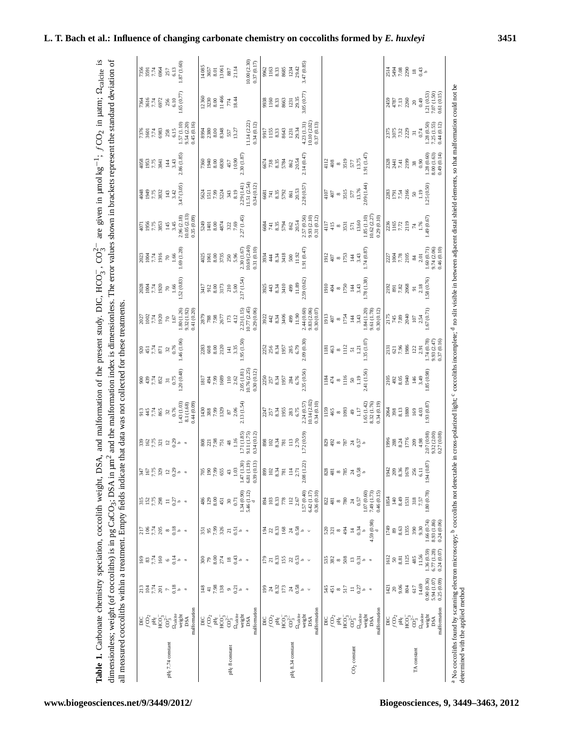**Table 1.** Carbonate chemistry speciation, coccolith weight, DSA, and malformation of the present study. DIC, $HCO_3^-$, $CO_3^{2-}$ are given in µmol kg$^{-1}$; $f$CO$_2$ in µatm; $\Omega_{calcite}$ is dimensionless; weight (of coccoliths) is in pg CaCO$_3$; DSA in µm$^2$ and the malformation index is dimensionless. The error values shown in brackets represent the standard deviation of all measured coccoliths within a treatment. Empty fields indicate that data was not collected for these treatments.

| | | | | | | | | | | | | | | | | | | | |
|---|---|---|---|---|---|---|---|---|---|---|---|---|---|---|---|---|---|---|---|
| pH$_f$ 7.74 constant | DIC | 213 | 169 | 217 | 315 | 347 | 339 | 913 | 900 | 920 | 2027 | 2028 | 2023 | 4071 | 4048 | 4058 | 7376 | 7364 | 7356 |
| | $f$CO$_2$ | 104 | 83 | 106 | 152 | 167 | 162 | 445 | 439 | 451 | 1002 | 1004 | 1004 | 1956 | 1949 | 1953 | 3601 | 3616 | 3591 |
| | pH$_f$ | 7.74 | 7.74 | 7.74 | 7.75 | 7.75 | 7.75 | 7.74 | 7.74 | 7.74 | 7.74 | 7.74 | 7.74 | 7.75 | 7.75 | 7.75 | 7.74 | 7.74 | 7.74 |
| | $HCO_3^-$ | 201 | 160 | 205 | 298 | 329 | 321 | 865 | 852 | 871 | 1920 | 1920 | 1916 | 3853 | 3832 | 3841 | 6983 | 6972 | 6964 |
| | $CO_3^{2-}$ | 7 | 6 | 8 | 11 | 12 | 12 | 32 | 31 | 32 | 70 | 70 | 70 | 145 | 143 | 144 | 258 | 256 | 257 |
| | $\Omega_{calcite}$ | 0.18 | 0.14 | 0.18 | 0.27 | 0.29 | 0.29 | 0.76 | 0.75 | 0.76 | 1.67 | 1.66 | 1.66 | 3.45 | 3.42 | 3.43 | 6.15 | 6.10 | 6.13 |
| | weight | b | b | b | b | b | b | 1.43 (1.03) | 1.20 (0.48) | 1.46 (1.06) | 1.80 (1.26) | 1.52 (0.83) | 1.69 (1.28) | 2.96 (2.18) | 3.47 (3.05) | 2.86 (1.85) | 1.57 (1.10) | 1.65 (0.77) | 1.87 (1.60) |
| | DSA | a | a | a | a | a | a | 8.11 (1.68) | | | 9.32 (1.92) | | | 10.05 (2.13) | | | 9.54 (2.20) | | |
| | malformation | | | | | | | 0.44 (0.09) | | | 0.41 (0.20) | | | 0.35 (0.09) | | | 0.45 (0.16) | | |
| pH$_f$ 8 constant | DIC | 148 | 300 | 351 | 486 | 705 | 808 | 1430 | 1817 | 2283 | 2879 | 3417 | 4025 | 5249 | 5624 | 7360 | 8994 | 12 360 | 14 085 |
| | $f$CO$_2$ | 41 | 79 | 95 | 129 | 190 | 221 | 388 | 494 | 608 | 788 | 912 | 1061 | 1401 | 1511 | 1940 | 2380 | 3230 | 3657 |
| | pH$_f$ | 7.98 | 8.00 | 7.99 | 8.00 | 7.99 | 7.98 | 7.99 | 7.99 | 8.00 | 7.98 | 8.00 | 8.00 | 8.00 | 7.99 | 8.00 | 8.00 | 8.00 | 8.01 |
| | $HCO_3^-$ | 138 | 274 | 326 | 451 | 655 | 751 | 1329 | 1689 | 2120 | 2677 | 3173 | 3735 | 4874 | 5224 | 6830 | 8348 | 11 466 | 13 061 |
| | $CO_3^{2-}$ | 9 | 18 | 21 | 30 | 43 | 48 | 87 | 110 | 141 | 173 | 210 | 250 | 322 | 343 | 457 | 557 | 774 | 887 |
| | $\Omega_{calcite}$ | 0.21 | 0.43 | 0.51 | 0.71 | 1.03 | 1.16 | 2.06 | 2.62 | 3.35 | 4.12 | 5.00 | 5.96 | 7.69 | 8.19 | 10.90 | 13.27 | 18.44 | 21.14 |
| | weight | b | b | b | 1.34 (0.90) | 1.47 (1.30) | 1.71 (1.85) | 2.13 (1.54) | 2.05 (1.81) | 1.95 (1.50) | 2.23 (1.15) | 2.17 (1.54) | 2.30 (1.67) | 2.27 (1.45) | 2.29 (1.41) | 2.30 (1.87) | | | |
| | DSA | a | a | a | 5.46 (1.12) | 6.81 (1.19) | 9.11 (1.75) | | 10.76 (2.25) | | 10.77 (2.45) | | 10.69 (2.40) | | 11.51 (2.54) | | 11.14 (2.22) | | 10.00 (2.30) |
| | malformation | | | | d | 0.39 (0.13) | 0.34 (0.12) | | 0.30 (0.12) | | 0.29 (0.06) | | 0.31 (0.10) | | 0.34 (0.12) | | 0.34 (0.12) | | 0.37 (0.17) |
| pH$_f$ 8.34 constant | DIC | 199 | 179 | 194 | 894 | 899 | 898 | 2247 | 2250 | 2252 | 3922 | 3925 | 3934 | 6684 | 6681 | 6674 | 9917 | 9938 | 9962 |
| | $f$CO$_2$ | 24 | 21 | 22 | 103 | 102 | 102 | 257 | 257 | 256 | 442 | 443 | 444 | 741 | 741 | 738 | 1155 | 1160 | 1163 |
| | pH$_f$ | 8.32 | 8.33 | 8.33 | 8.33 | 8.34 | 8.34 | 8.34 | 8.34 | 8.34 | 8.34 | 8.34 | 8.34 | 8.35 | 8.35 | 8.35 | 8.33 | 8.33 | 8.33 |
| | $HCO_3^-$ | 173 | 155 | 168 | 778 | 781 | 781 | 1955 | 1957 | 1957 | 3406 | 3410 | 3418 | 5794 | 5792 | 5784 | 8643 | 8663 | 8685 |
| | $CO_3^{2-}$ | 24 | 22 | 24 | 112 | 114 | 113 | 283 | 284 | 285 | 499 | 499 | 500 | 862 | 861 | 862 | 1231 | 1231 | 1234 |
| | $\Omega_{calcite}$ | 0.58 | 0.53 | 0.58 | 2.67 | 2.71 | 2.70 | 6.75 | 6.76 | 6.79 | 11.90 | 11.89 | 11.92 | 20.54 | 20.53 | 20.54 | 29.34 | 29.35 | 29.42 |
| | weight | b | b | b | 1.57 (0.40) | 2.08 (1.22) | 1.72 (0.59) | 2.24 (0.57) | 2.35 (0.56) | 2.09 (0.30) | 2.44 (0.60) | 2.59 (0.62) | 1.91 (0.47) | 2.57 (0.56) | 2.28 (0.57) | 2.14 (0.47) | 4.23 (1.31) | 3.05 (0.77) | 3.47 (0.85) |
| | DSA | c | c | c | 6.42 (1.17) | | | 10.14 (2.02) | | | 9.83 (2.06) | | | 9.93 (2.10) | | | 10.10 (2.02) | | |
| | malformation | | | | 0.36 (0.10) | | | 0.34 (0.10) | | | 0.30 (0.07) | | | 0.31 (0.12) | | | 0.37 (0.13) | | |
| CO$_2$ constant | DIC | 545 | 535 | 520 | 822 | 828 | 829 | 1159 | 1184 | 1181 | 1913 | 1910 | 1912 | 4117 | 4107 | 4112 | | | |
| | $f$CO$_2$ | 451 | 382 | 321 | 481 | 481 | 492 | 465 | 474 | 463 | 407 | 404 | 407 | 415 | 407 | 408 | | | |
| | pH$_f$ | 8 | 8 | 8 | 8 | 8 | 8 | 8 | 8 | 8 | 8 | 8 | 8 | 8 | 8 | 8 | | | |
| | $HCO_3^-$ | 517 | 508 | 494 | 780 | 785 | 787 | 1093 | 1116 | 1112 | 1754 | 1750 | 1753 | 3531 | 3515 | 3519 | | | |
| | $CO_3^{2-}$ | 11 | 13 | 14 | 24 | 24 | 24 | 49 | 50 | 51 | 144 | 144 | 144 | 571 | 577 | 577 | | | |
| | $\Omega_{calcite}$ | 0.27 | 0.31 | 0.34 | 0.57 | 0.58 | 0.57 | 1.17 | 1.19 | 1.21 | 3.43 | 3.43 | 3.43 | 13.60 | 13.76 | 13.75 | | | |
| | weight | b | b | b | 1.07 (0.60) | b | b | 1.65 (1.42) | 2.41 (1.56) | 1.35 (1.07) | 1.84 (1.20) | 1.78 (1.38) | 1.74 (0.87) | 1.85 (1.10) | 2.09 (1.44) | 1.91 (1.47) | | | |
| | DSA | a | a | 4.59 (0.98) | 7.49 (1.73) | | | 8.32 (1.76) | | | 9.61 (1.78) | | | 10.62 (2.27) | | | | | |
| | malformation | | | d | 0.46 (0.15) | | | 0.34 (0.19) | | | 0.30 (0.12) | | | 0.29 (0.10) | | | | | |
| TA constant | DIC | 1421 | 1612 | 1749 | 1854 | 1942 | 1996 | 2064 | 2105 | 2131 | 2175 | 2192 | 2227 | 2236 | 2283 | 2328 | 2375 | 2459 | 2514 |
| | $f$CO$_2$ | 20 | 50 | 89 | 140 | 209 | 288 | 398 | 492 | 621 | 745 | 891 | 1004 | 1165 | 1791 | 2441 | 3075 | 4787 | 5494 |
| | pH$_f$ | 9.06 | 8.81 | 8.63 | 8.49 | 8.36 | 8.24 | 8.13 | 8.05 | 7.96 | 7.89 | 7.82 | 7.78 | 7.72 | 7.54 | 7.41 | 7.32 | 7.13 | 7.08 |
| | $HCO_3^-$ | 804 | 1125 | 1355 | 1531 | 1678 | 1776 | 1880 | 1940 | 1986 | 2040 | 2068 | 2105 | 2119 | 2166 | 2199 | 2229 | 2260 | 2290 |
| | $CO_3^{2-}$ | 617 | 485 | 390 | 318 | 256 | 209 | 169 | 146 | 122 | 107 | 91 | 84 | 74 | 50 | 38 | 31 | 20 | 18 |
| | $\Omega_{calcite}$ | 14.69 | 11.56 | 9.30 | 7.57 | 6.11 | 4.98 | 4.03 | 3.49 | 2.91 | 2.54 | 2.18 | 2.01 | 1.76 | 1.19 | 0.90 | 0.74 | 0.49 | 0.43 |
| | weight | 0.90 (0.36) | 1.36 (0.59) | 1.66 (0.74) | 1.80 (0.78) | 1.94 (0.87) | 2.07 (0.98) | 1.93 (0.87) | 1.85 (0.98) | 1.74 (0.78) | 1.67 (0.71) | 1.58 (0.76) | 1.60 (0.71) | 1.49 (0.67) | 1.25 (0.50) | 1.28 (0.60) | 1.28 (0.50) | 1.21 (0.53) | b |
| | DSA | 5.94 (1.07) | 6.77 (1.28) | 8.93 (1.86) | | | 9.32 (2.00) | | | 9.93 (2.47) | | | 9.74 (2.06) | | | 8.00 (1.63) | 7.25 (1.55) | 7.07 (1.50) | |
| | malformation | 0.25 (0.09) | 0.24 (0.07) | 0.24 (0.06) | | | 0.27 (0.08) | | | 0.37 (0.16) | | | 0.46 (0.10) | | | 0.49 (0.14) | 0.44 (0.12) | 0.61 (0.15) | |

[a] No coccoliths found by scanning electron microscopy; [b] coccoliths not detectable in cross-polarized light; [c] coccoliths incomplete; [d] no slit visible in between adjacent distal shield elements, so that malformation could not be determined with the applied method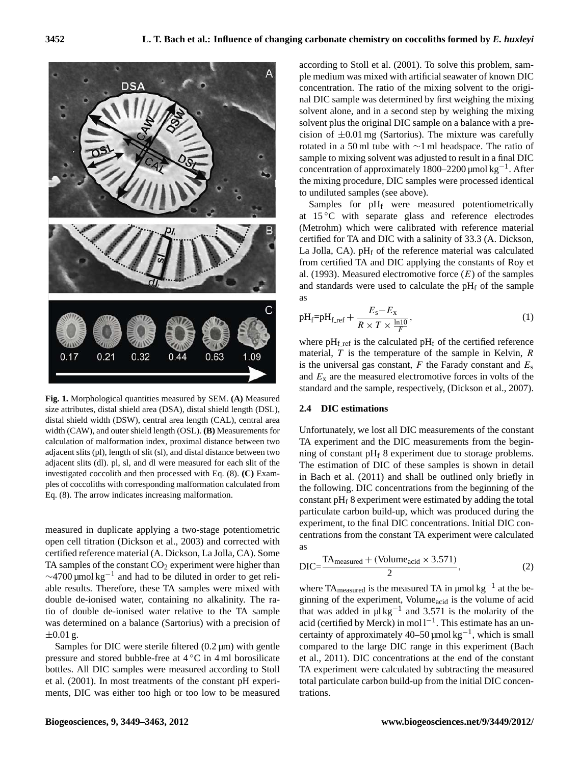**Fig. 1.** Morphological quantities measured by SEM. **(A)** Measured size attributes, distal shield area (DSA), distal shield length (DSL), distal shield width (DSW), central area length (CAL), central area width (CAW), and outer shield length (OSL). **(B)** Measurements for calculation of malformation index, proximal distance between two adjacent slits (pl), length of slit (sl), and distal distance between two adjacent slits (dl). pl, sl, and dl were measured for each slit of the investigated coccolith and then processed with Eq. (8). **(C)** Examples of coccoliths with corresponding malformation calculated from Eq. (8). The arrow indicates increasing malformation.

measured in duplicate applying a two-stage potentiometric open cell titration (Dickson et al., 2003) and corrected with certified reference material (A. Dickson, La Jolla, CA). Some TA samples of the constant $CO_2$ experiment were higher than $\sim$4700 $\mu$mol kg$^{-1}$ and had to be diluted in order to get reliable results. Therefore, these TA samples were mixed with double de-ionised water, containing no alkalinity. The ratio of double de-ionised water relative to the TA sample was determined on a balance (Sartorius) with a precision of $\pm$0.01 g.

Samples for DIC were sterile filtered (0.2 $\mu$m) with gentle pressure and stored bubble-free at 4 °C in 4 ml borosilicate bottles. All DIC samples were measured according to Stoll et al. (2001). In most treatments of the constant pH experiments, DIC was either too high or too low to be measured according to Stoll et al. (2001). To solve this problem, sample medium was mixed with artificial seawater of known DIC concentration. The ratio of the mixing solvent to the original DIC sample was determined by first weighing the mixing solvent alone, and in a second step by weighing the mixing solvent plus the original DIC sample on a balance with a precision of $\pm$0.01 mg (Sartorius). The mixture was carefully rotated in a 50 ml tube with $\sim$1 ml headspace. The ratio of sample to mixing solvent was adjusted to result in a final DIC concentration of approximately 1800–2200 $\mu$mol kg$^{-1}$. After the mixing procedure, DIC samples were processed identical to undiluted samples (see above).

Samples for $pH_f$ were measured potentiometrically at 15 °C with separate glass and reference electrodes (Metrohm) which were calibrated with reference material certified for TA and DIC with a salinity of 33.3 (A. Dickson, La Jolla, CA). $pH_f$ of the reference material was calculated from certified TA and DIC applying the constants of Roy et al. (1993). Measured electromotive force ($E$) of the samples and standards were used to calculate the $pH_f$ of the sample as

$$pH_f = pH_{f\_ref} + \frac{E_s - E_x}{R \times T \times \frac{\ln 10}{F}}, \tag{1}$$

where $pH_{f\_ref}$ is the calculated $pH_f$ of the certified reference material, $T$ is the temperature of the sample in Kelvin, $R$ is the universal gas constant, $F$ the Farady constant and $E_s$ and $E_x$ are the measured electromotive forces in volts of the standard and the sample, respectively, (Dickson et al., 2007).

### 2.4 DIC estimations

Unfortunately, we lost all DIC measurements of the constant TA experiment and the DIC measurements from the beginning of constant $pH_f$ 8 experiment due to storage problems. The estimation of DIC of these samples is shown in detail in Bach et al. (2011) and shall be outlined only briefly in the following. DIC concentrations from the beginning of the constant $pH_f$ 8 experiment were estimated by adding the total particulate carbon build-up, which was produced during the experiment, to the final DIC concentrations. Initial DIC concentrations from the constant TA experiment were calculated as

$$DIC = \frac{TA_{measured} + (Volume_{acid} \times 3.571)}{2}, \tag{2}$$

where $TA_{measured}$ is the measured TA in $\mu$mol kg$^{-1}$ at the beginning of the experiment, $Volume_{acid}$ is the volume of acid that was added in $\mu$l kg$^{-1}$ and 3.571 is the molarity of the acid (certified by Merck) in mol l$^{-1}$. This estimate has an uncertainty of approximately 40–50 $\mu$mol kg$^{-1}$, which is small compared to the large DIC range in this experiment (Bach et al., 2011). DIC concentrations at the end of the constant TA experiment were calculated by subtracting the measured total particulate carbon build-up from the initial DIC concentrations.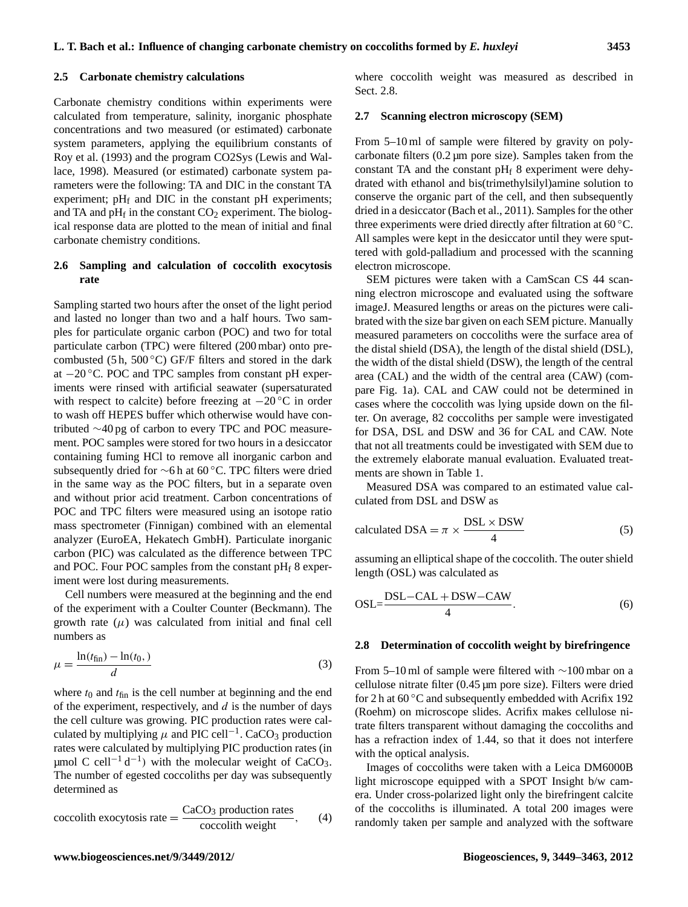### 2.5 Carbonate chemistry calculations

Carbonate chemistry conditions within experiments were calculated from temperature, salinity, inorganic phosphate concentrations and two measured (or estimated) carbonate system parameters, applying the equilibrium constants of Roy et al. (1993) and the program CO2Sys (Lewis and Wallace, 1998). Measured (or estimated) carbonate system parameters were the following: TA and DIC in the constant TA experiment; $pH_f$ and DIC in the constant pH experiments; and TA and $pH_f$ in the constant $CO_2$ experiment. The biological response data are plotted to the mean of initial and final carbonate chemistry conditions.

### 2.6 Sampling and calculation of coccolith exocytosis rate

Sampling started two hours after the onset of the light period and lasted no longer than two and a half hours. Two samples for particulate organic carbon (POC) and two for total particulate carbon (TPC) were filtered (200 mbar) onto precombusted (5 h, 500 °C) GF/F filters and stored in the dark at −20 °C. POC and TPC samples from constant pH experiments were rinsed with artificial seawater (supersaturated with respect to calcite) before freezing at −20 °C in order to wash off HEPES buffer which otherwise would have contributed ∼40 pg of carbon to every TPC and POC measurement. POC samples were stored for two hours in a desiccator containing fuming HCl to remove all inorganic carbon and subsequently dried for ∼6 h at 60 °C. TPC filters were dried in the same way as the POC filters, but in a separate oven and without prior acid treatment. Carbon concentrations of POC and TPC filters were measured using an isotope ratio mass spectrometer (Finnigan) combined with an elemental analyzer (EuroEA, Hekatech GmbH). Particulate inorganic carbon (PIC) was calculated as the difference between TPC and POC. Four POC samples from the constant $pH_f$ 8 experiment were lost during measurements.

Cell numbers were measured at the beginning and the end of the experiment with a Coulter Counter (Beckmann). The growth rate ($\mu$) was calculated from initial and final cell numbers as

$$\mu = \frac{\ln(t_{\text{fin}}) - \ln(t_{0,})}{d} \tag{3}$$

where $t_0$ and $t_{\text{fin}}$ is the cell number at beginning and the end of the experiment, respectively, and $d$ is the number of days the cell culture was growing. PIC production rates were calculated by multiplying $\mu$ and PIC $\text{cell}^{-1}$. $CaCO_3$ production rates were calculated by multiplying PIC production rates (in µmol C $\text{cell}^{-1}\,\text{d}^{-1}$) with the molecular weight of $CaCO_3$. The number of egested coccoliths per day was subsequently determined as

$$\text{coccolith exocytosis rate} = \frac{\text{CaCO}_3\text{ production rates}}{\text{coccolith weight}}, \tag{4}$$

where coccolith weight was measured as described in Sect. 2.8.

### 2.7 Scanning electron microscopy (SEM)

From 5–10 ml of sample were filtered by gravity on polycarbonate filters (0.2 µm pore size). Samples taken from the constant TA and the constant $pH_f$ 8 experiment were dehydrated with ethanol and bis(trimethylsilyl)amine solution to conserve the organic part of the cell, and then subsequently dried in a desiccator (Bach et al., 2011). Samples for the other three experiments were dried directly after filtration at 60 °C. All samples were kept in the desiccator until they were sputtered with gold-palladium and processed with the scanning electron microscope.

SEM pictures were taken with a CamScan CS 44 scanning electron microscope and evaluated using the software imageJ. Measured lengths or areas on the pictures were calibrated with the size bar given on each SEM picture. Manually measured parameters on coccoliths were the surface area of the distal shield (DSA), the length of the distal shield (DSL), the width of the distal shield (DSW), the length of the central area (CAL) and the width of the central area (CAW) (compare Fig. 1a). CAL and CAW could not be determined in cases where the coccolith was lying upside down on the filter. On average, 82 coccoliths per sample were investigated for DSA, DSL and DSW and 36 for CAL and CAW. Note that not all treatments could be investigated with SEM due to the extremely elaborate manual evaluation. Evaluated treatments are shown in Table 1.

Measured DSA was compared to an estimated value calculated from DSL and DSW as

$$\text{calculated DSA} = \pi \times \frac{\text{DSL} \times \text{DSW}}{4} \tag{5}$$

assuming an elliptical shape of the coccolith. The outer shield length (OSL) was calculated as

$$\text{OSL} = \frac{\text{DSL} - \text{CAL} + \text{DSW} - \text{CAW}}{4}. \tag{6}$$

### 2.8 Determination of coccolith weight by birefringence

From 5–10 ml of sample were filtered with ∼100 mbar on a cellulose nitrate filter (0.45 µm pore size). Filters were dried for 2 h at 60 °C and subsequently embedded with Acrifix 192 (Roehm) on microscope slides. Acrifix makes cellulose nitrate filters transparent without damaging the coccoliths and has a refraction index of 1.44, so that it does not interfere with the optical analysis.

Images of coccoliths were taken with a Leica DM6000B light microscope equipped with a SPOT Insight b/w camera. Under cross-polarized light only the birefringent calcite of the coccoliths is illuminated. A total 200 images were randomly taken per sample and analyzed with the software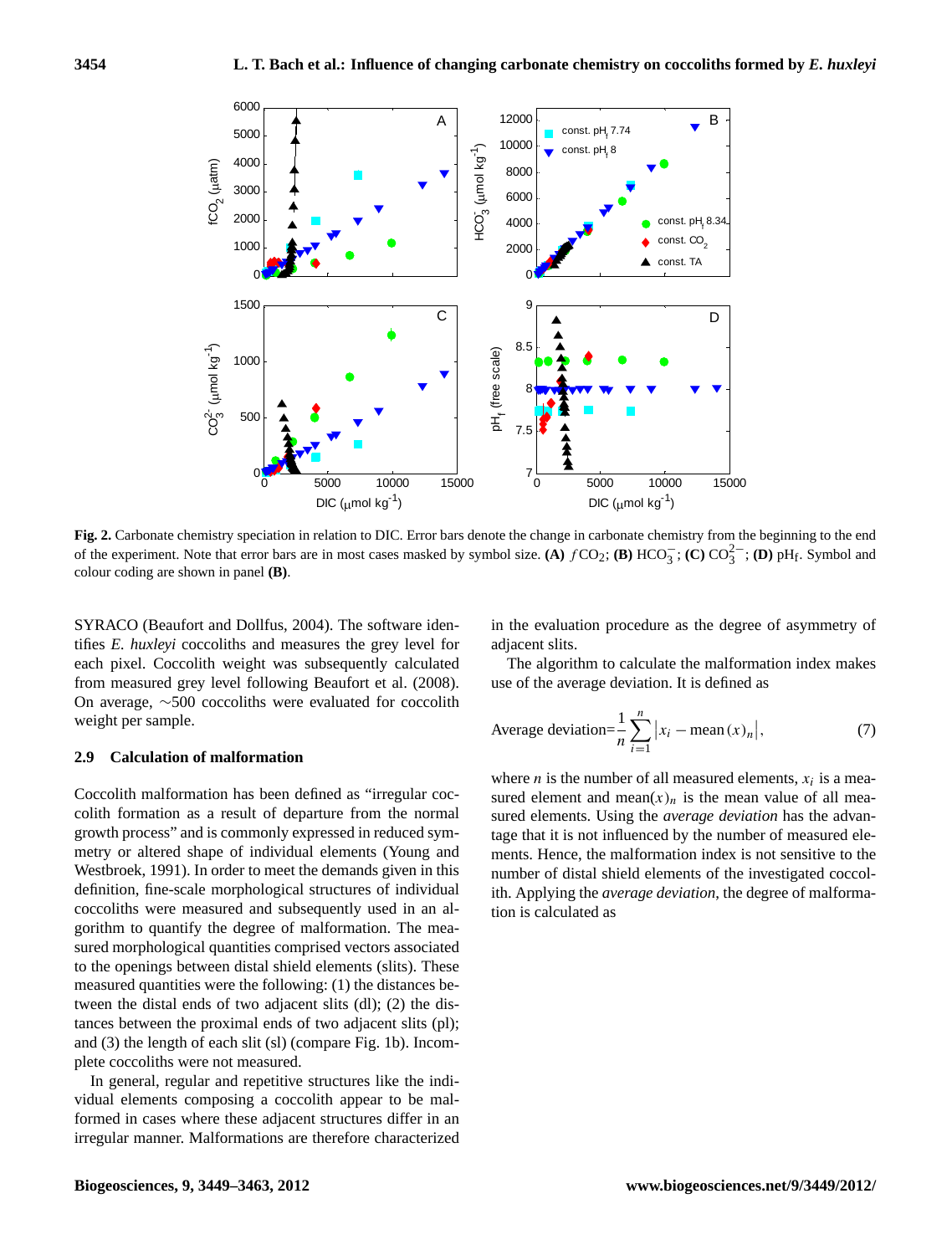**Fig. 2.** Carbonate chemistry speciation in relation to DIC. Error bars denote the change in carbonate chemistry from the beginning to the end of the experiment. Note that error bars are in most cases masked by symbol size. **(A)** $f\mathrm{CO_2}$; **(B)** $\mathrm{HCO_3^-}$; **(C)** $\mathrm{CO_3^{2-}}$; **(D)** $\mathrm{pH_f}$. Symbol and colour coding are shown in panel **(B)**.

SYRACO (Beaufort and Dollfus, 2004). The software identifies *E. huxleyi* coccoliths and measures the grey level for each pixel. Coccolith weight was subsequently calculated from measured grey level following Beaufort et al. (2008). On average, ∼500 coccoliths were evaluated for coccolith weight per sample.

### 2.9 Calculation of malformation

Coccolith malformation has been defined as "irregular coccolith formation as a result of departure from the normal growth process" and is commonly expressed in reduced symmetry or altered shape of individual elements (Young and Westbroek, 1991). In order to meet the demands given in this definition, fine-scale morphological structures of individual coccoliths were measured and subsequently used in an algorithm to quantify the degree of malformation. The measured morphological quantities comprised vectors associated to the openings between distal shield elements (slits). These measured quantities were the following: (1) the distances between the distal ends of two adjacent slits (dl); (2) the distances between the proximal ends of two adjacent slits (pl); and (3) the length of each slit (sl) (compare Fig. 1b). Incomplete coccoliths were not measured.

In general, regular and repetitive structures like the individual elements composing a coccolith appear to be malformed in cases where these adjacent structures differ in an irregular manner. Malformations are therefore characterized in the evaluation procedure as the degree of asymmetry of adjacent slits.

The algorithm to calculate the malformation index makes use of the average deviation. It is defined as

$$\text{Average deviation}=\frac{1}{n}\sum_{i=1}^{n}\left|x_i-\text{mean}\,(x)_n\right|, \tag{7}$$

where $n$ is the number of all measured elements, $x_i$ is a measured element and $\text{mean}(x)_n$ is the mean value of all measured elements. Using the *average deviation* has the advantage that it is not influenced by the number of measured elements. Hence, the malformation index is not sensitive to the number of distal shield elements of the investigated coccolith. Applying the *average deviation*, the degree of malformation is calculated as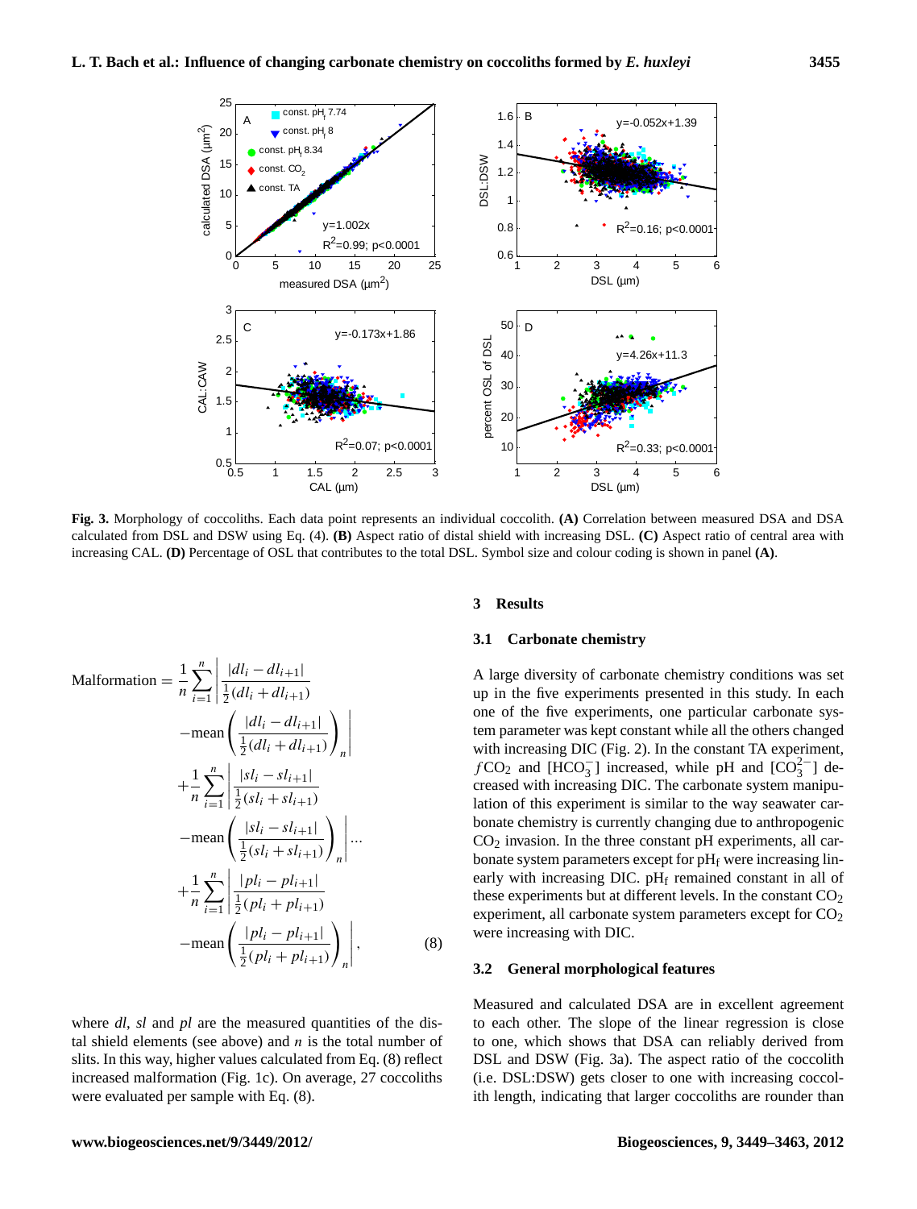**Fig. 3.** Morphology of coccoliths. Each data point represents an individual coccolith. **(A)** Correlation between measured DSA and DSA calculated from DSL and DSW using Eq. (4). **(B)** Aspect ratio of distal shield with increasing DSL. **(C)** Aspect ratio of central area with increasing CAL. **(D)** Percentage of OSL that contributes to the total DSL. Symbol size and colour coding is shown in panel **(A)**.

$$
\begin{aligned}
\text{Malformation} = & \frac{1}{n}\sum_{i=1}^{n}\left|\frac{|dl_i - dl_{i+1}|}{\frac{1}{2}(dl_i + dl_{i+1})}\right. \\
& \left. - \text{mean}\left(\frac{|dl_i - dl_{i+1}|}{\frac{1}{2}(dl_i + dl_{i+1})}\right)_n\right| \\
& + \frac{1}{n}\sum_{i=1}^{n}\left|\frac{|sl_i - sl_{i+1}|}{\frac{1}{2}(sl_i + sl_{i+1})}\right. \\
& \left. - \text{mean}\left(\frac{|sl_i - sl_{i+1}|}{\frac{1}{2}(sl_i + sl_{i+1})}\right)_n\right| \ldots \\
& + \frac{1}{n}\sum_{i=1}^{n}\left|\frac{|pl_i - pl_{i+1}|}{\frac{1}{2}(pl_i + pl_{i+1})}\right. \\
& \left. - \text{mean}\left(\frac{|pl_i - pl_{i+1}|}{\frac{1}{2}(pl_i + pl_{i+1})}\right)_n\right|, \qquad (8)
\end{aligned}
$$

where *dl*, *sl* and *pl* are the measured quantities of the distal shield elements (see above) and *n* is the total number of slits. In this way, higher values calculated from Eq. (8) reflect increased malformation (Fig. 1c). On average, 27 coccoliths were evaluated per sample with Eq. (8).

## 3 Results

### 3.1 Carbonate chemistry

A large diversity of carbonate chemistry conditions was set up in the five experiments presented in this study. In each one of the five experiments, one particular carbonate system parameter was kept constant while all the others changed with increasing DIC (Fig. 2). In the constant TA experiment, $fCO_2$ and $[HCO_3^-]$ increased, while pH and $[CO_3^{2-}]$ decreased with increasing DIC. The carbonate system manipulation of this experiment is similar to the way seawater carbonate chemistry is currently changing due to anthropogenic $CO_2$ invasion. In the three constant pH experiments, all carbonate system parameters except for $pH_f$ were increasing linearly with increasing DIC. $pH_f$ remained constant in all of these experiments but at different levels. In the constant $CO_2$ experiment, all carbonate system parameters except for $CO_2$ were increasing with DIC.

### 3.2 General morphological features

Measured and calculated DSA are in excellent agreement to each other. The slope of the linear regression is close to one, which shows that DSA can reliably derived from DSL and DSW (Fig. 3a). The aspect ratio of the coccolith (i.e. DSL:DSW) gets closer to one with increasing coccolith length, indicating that larger coccoliths are rounder than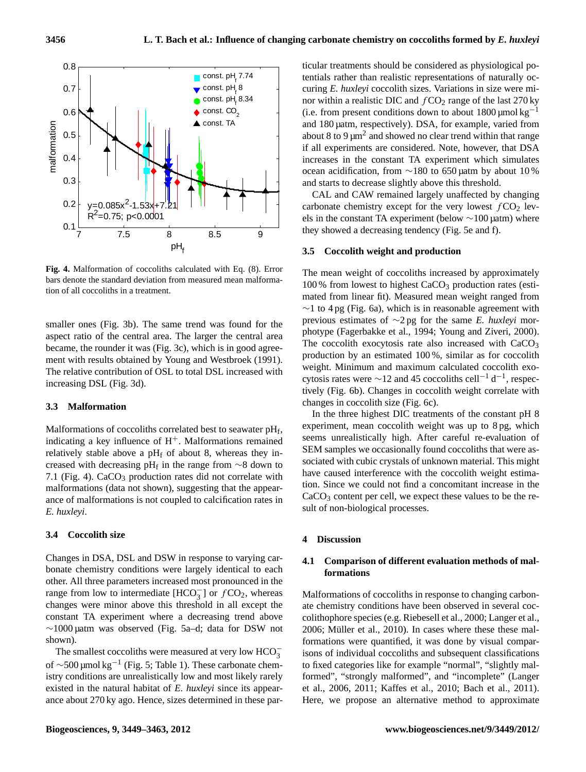**Fig. 4.** Malformation of coccoliths calculated with Eq. (8). Error bars denote the standard deviation from measured mean malformation of all coccoliths in a treatment.

smaller ones (Fig. 3b). The same trend was found for the aspect ratio of the central area. The larger the central aree became, the rounder it was (Fig. 3c), which is in good agreement with results obtained by Young and Westbroek (1991). The relative contribution of OSL to total DSL increased with increasing DSL (Fig. 3d).

### 3.3 Malformation

Malformations of coccoliths correlated best to seawater $pH_f$, indicating a key influence of $H^+$. Malformations remained relatively stable above a $pH_f$ of about 8, whereas they increased with decreasing $pH_f$ in the range from ∼8 down to 7.1 (Fig. 4). $CaCO_3$ production rates did not correlate with malformations (data not shown), suggesting that the appearance of malformations is not coupled to calcification rates in *E. huxleyi*.

### 3.4 Coccolith size

Changes in DSA, DSL and DSW in response to varying carbonate chemistry conditions were largely identical to each other. All three parameters increased most pronounced in the range from low to intermediate $[HCO_3^-]$ or $fCO_2$, whereas changes were minor above this threshold in all except the constant TA experiment where a decreasing trend above ∼1000 µatm was observed (Fig. 5a–d; data for DSW not shown).

The smallest coccoliths were measured at very low $HCO_3^-$ of ∼500 µmol $kg^{-1}$ (Fig. 5; Table 1). These carbonate chemistry conditions are unrealistically low and most likely rarely existed in the natural habitat of *E. huxleyi* since its appearance about 270 ky ago. Hence, sizes determined in these particular treatments should be considered as physiological potentials rather than realistic representations of naturally occuring *E. huxleyi* coccolith sizes. Variations in size were minor within a realistic DIC and $fCO_2$ range of the last 270 ky (i.e. from present conditions down to about 1800 µmol $kg^{-1}$ and 180 µatm, respectively). DSA, for example, varied from about 8 to 9 $\mu m^2$ and showed no clear trend within that range if all experiments are considered. Note, however, that DSA increases in the constant TA experiment which simulates ocean acidification, from ∼180 to 650 µatm by about 10 % and starts to decrease slightly above this threshold.

CAL and CAW remained largely unaffected by changing carbonate chemistry except for the very lowest $fCO_2$ levels in the constant TA experiment (below ∼100 µatm) where they showed a decreasing tendency (Fig. 5e and f).

### 3.5 Coccolith weight and production

The mean weight of coccoliths increased by approximately 100 % from lowest to highest $CaCO_3$ production rates (estimated from linear fit). Measured mean weight ranged from ∼1 to 4 pg (Fig. 6a), which is in reasonable agreement with previous estimates of ∼2 pg for the same *E. huxleyi* morphotype (Fagerbakke et al., 1994; Young and Ziveri, 2000). The coccolith exocytosis rate also increased with $CaCO_3$ production by an estimated 100 %, similar as for coccolith weight. Minimum and maximum calculated coccolith exocytosis rates were ∼12 and 45 coccoliths $cell^{-1}$ $d^{-1}$, respectively (Fig. 6b). Changes in coccolith weight correlate with changes in coccolith size (Fig. 6c).

In the three highest DIC treatments of the constant pH 8 experiment, mean coccolith weight was up to 8 pg, which seems unrealistically high. After careful re-evaluation of SEM samples we occasionally found coccoliths that were associated with cubic crystals of unknown material. This might have caused interference with the coccolith weight estimation. Since we could not find a concomitant increase in the $CaCO_3$ content per cell, we expect these values to be the result of non-biological processes.

## 4 Discussion

### 4.1 Comparison of different evaluation methods of malformations

Malformations of coccoliths in response to changing carbonate chemistry conditions have been observed in several coccolithophore species (e.g. Riebesell et al., 2000; Langer et al., 2006; Müller et al., 2010). In cases where these these malformations were quantified, it was done by visual comparisons of individual coccoliths and subsequent classifications to fixed categories like for example "normal", "slightly malformed", "strongly malformed", and "incomplete" (Langer et al., 2006, 2011; Kaffes et al., 2010; Bach et al., 2011). Here, we propose an alternative method to approximate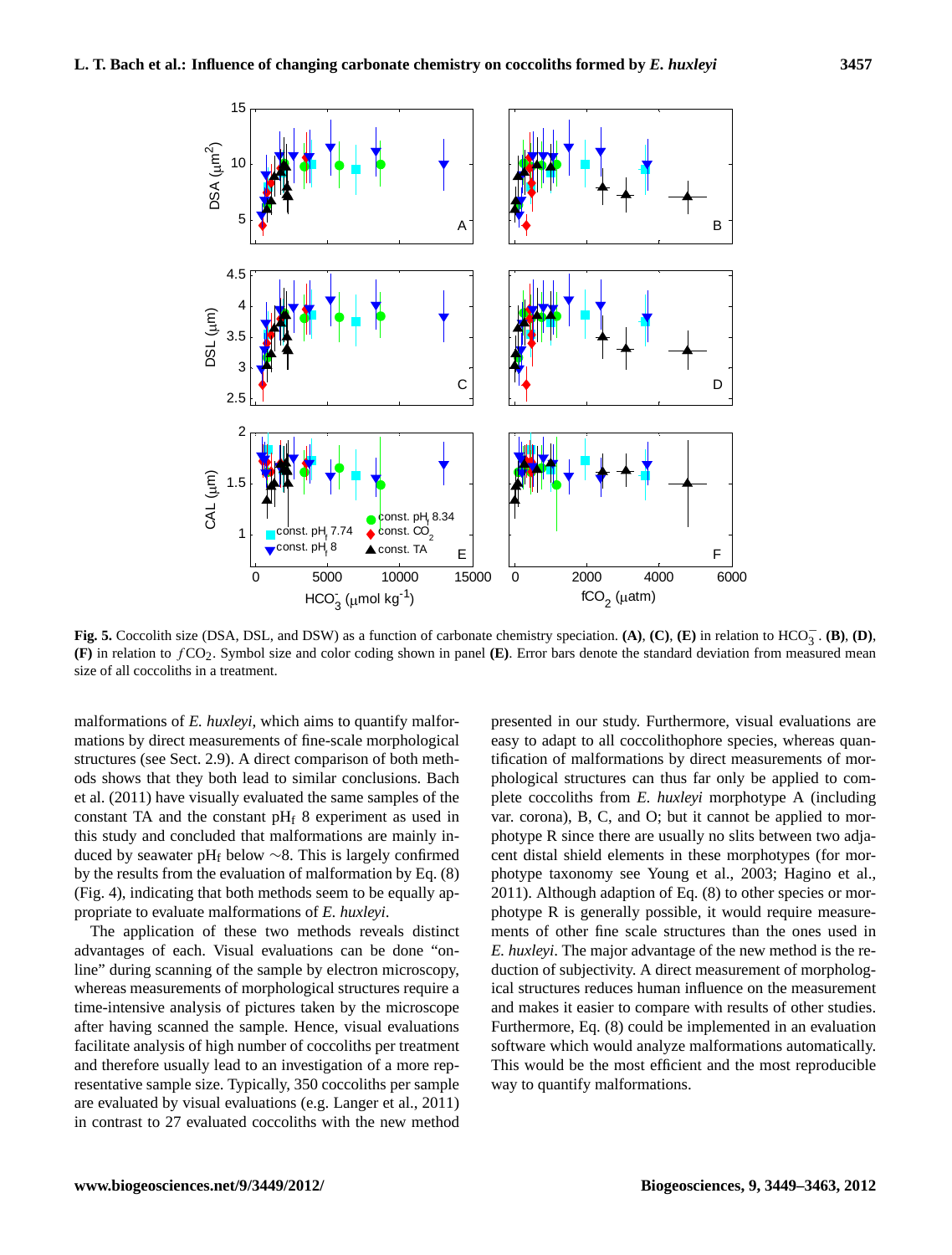**Fig. 5.** Coccolith size (DSA, DSL, and DSW) as a function of carbonate chemistry speciation. **(A)**, **(C)**, **(E)** in relation to $HCO_3^-$. **(B)**, **(D)**, **(F)** in relation to $fCO_2$. Symbol size and color coding shown in panel **(E)**. Error bars denote the standard deviation from measured mean size of all coccoliths in a treatment.

malformations of *E. huxleyi*, which aims to quantify malformations by direct measurements of fine-scale morphological structures (see Sect. 2.9). A direct comparison of both methods shows that they both lead to similar conclusions. Bach et al. (2011) have visually evaluated the same samples of the constant TA and the constant $pH_f$ 8 experiment as used in this study and concluded that malformations are mainly induced by seawater $pH_f$ below ∼8. This is largely confirmed by the results from the evaluation of malformation by Eq. (8) (Fig. 4), indicating that both methods seem to be equally appropriate to evaluate malformations of *E. huxleyi*.

The application of these two methods reveals distinct advantages of each. Visual evaluations can be done "online" during scanning of the sample by electron microscopy, whereas measurements of morphological structures require a time-intensive analysis of pictures taken by the microscope after having scanned the sample. Hence, visual evaluations facilitate analysis of high number of coccoliths per treatment and therefore usually lead to an investigation of a more representative sample size. Typically, 350 coccoliths per sample are evaluated by visual evaluations (e.g. Langer et al., 2011) in contrast to 27 evaluated coccoliths with the new method presented in our study. Furthermore, visual evaluations are easy to adapt to all coccolithophore species, whereas quantification of malformations by direct measurements of morphological structures can thus far only be applied to complete coccoliths from *E. huxleyi* morphotype A (including var. corona), B, C, and O; but it cannot be applied to morphotype R since there are usually no slits between two adjacent distal shield elements in these morphotypes (for morphotype taxonomy see Young et al., 2003; Hagino et al., 2011). Although adaption of Eq. (8) to other species or morphotype R is generally possible, it would require measurements of other fine scale structures than the ones used in *E. huxleyi*. The major advantage of the new method is the reduction of subjectivity. A direct measurement of morphological structures reduces human influence on the measurement and makes it easier to compare with results of other studies. Furthermore, Eq. (8) could be implemented in an evaluation software which would analyze malformations automatically. This would be the most efficient and the most reproducible way to quantify malformations.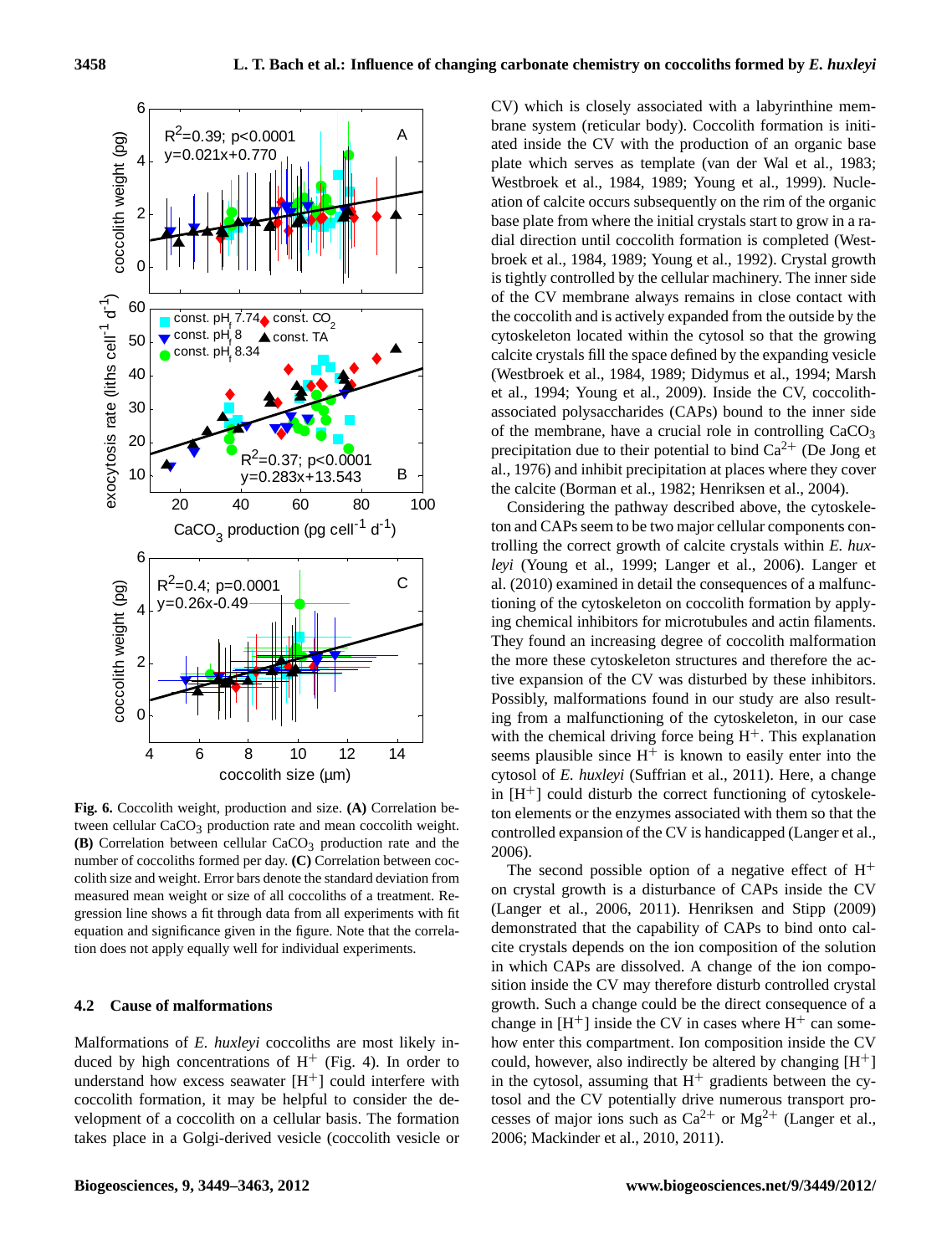**Fig. 6.** Coccolith weight, production and size. **(A)** Correlation between cellular $CaCO_3$ production rate and mean coccolith weight. **(B)** Correlation between cellular $CaCO_3$ production rate and the number of coccoliths formed per day. **(C)** Correlation between coccolith size and weight. Error bars denote the standard deviation from measured mean weight or size of all coccoliths of a treatment. Regression line shows a fit through data from all experiments with fit equation and significance given in the figure. Note that the correlation does not apply equally well for individual experiments.

### 4.2 Cause of malformations

Malformations of *E. huxleyi* coccoliths are most likely induced by high concentrations of $H^+$ (Fig. 4). In order to understand how excess seawater $[H^+]$ could interfere with coccolith formation, it may be helpful to consider the development of a coccolith on a cellular basis. The formation takes place in a Golgi-derived vesicle (coccolith vesicle or CV) which is closely associated with a labyrinthine membrane system (reticular body). Coccolith formation is initiated inside the CV with the production of an organic base plate which serves as template (van der Wal et al., 1983; Westbroek et al., 1984, 1989; Young et al., 1999). Nucleation of calcite occurs subsequently on the rim of the organic base plate from where the initial crystals start to grow in a radial direction until coccolith formation is completed (Westbroek et al., 1984, 1989; Young et al., 1992). Crystal growth is tightly controlled by the cellular machinery. The inner side of the CV membrane always remains in close contact with the coccolith and is actively expanded from the outside by the cytoskeleton located within the cytosol so that the growing calcite crystals fill the space defined by the expanding vesicle (Westbroek et al., 1984, 1989; Didymus et al., 1994; Marsh et al., 1994; Young et al., 2009). Inside the CV, coccolith-associated polysaccharides (CAPs) bound to the inner side of the membrane, have a crucial role in controlling $CaCO_3$ precipitation due to their potential to bind $Ca^{2+}$ (De Jong et al., 1976) and inhibit precipitation at places where they cover the calcite (Borman et al., 1982; Henriksen et al., 2004).

Considering the pathway described above, the cytoskeleton and CAPs seem to be two major cellular components controlling the correct growth of calcite crystals within *E. huxleyi* (Young et al., 1999; Langer et al., 2006). Langer et al. (2010) examined in detail the consequences of a malfunctioning of the cytoskeleton on coccolith formation by applying chemical inhibitors for microtubules and actin filaments. They found an increasing degree of coccolith malformation the more these cytoskeleton structures and therefore the active expansion of the CV was disturbed by these inhibitors. Possibly, malformations found in our study are also resulting from a malfunctioning of the cytoskeleton, in our case with the chemical driving force being $H^+$. This explanation seems plausible since $H^+$ is known to easily enter into the cytosol of *E. huxleyi* (Suffrian et al., 2011). Here, a change in $[H^+]$ could disturb the correct functioning of cytoskeleton elements or the enzymes associated with them so that the controlled expansion of the CV is handicapped (Langer et al., 2006).

The second possible option of a negative effect of $H^+$ on crystal growth is a disturbance of CAPs inside the CV (Langer et al., 2006, 2011). Henriksen and Stipp (2009) demonstrated that the capability of CAPs to bind onto calcite crystals depends on the ion composition of the solution in which CAPs are dissolved. A change of the ion composition inside the CV may therefore disturb controlled crystal growth. Such a change could be the direct consequence of a change in $[H^+]$ inside the CV in cases where $H^+$ can somehow enter this compartment. Ion composition inside the CV could, however, also indirectly be altered by changing $[H^+]$ in the cytosol, assuming that $H^+$ gradients between the cytosol and the CV potentially drive numerous transport processes of major ions such as $Ca^{2+}$ or $Mg^{2+}$ (Langer et al., 2006; Mackinder et al., 2010, 2011).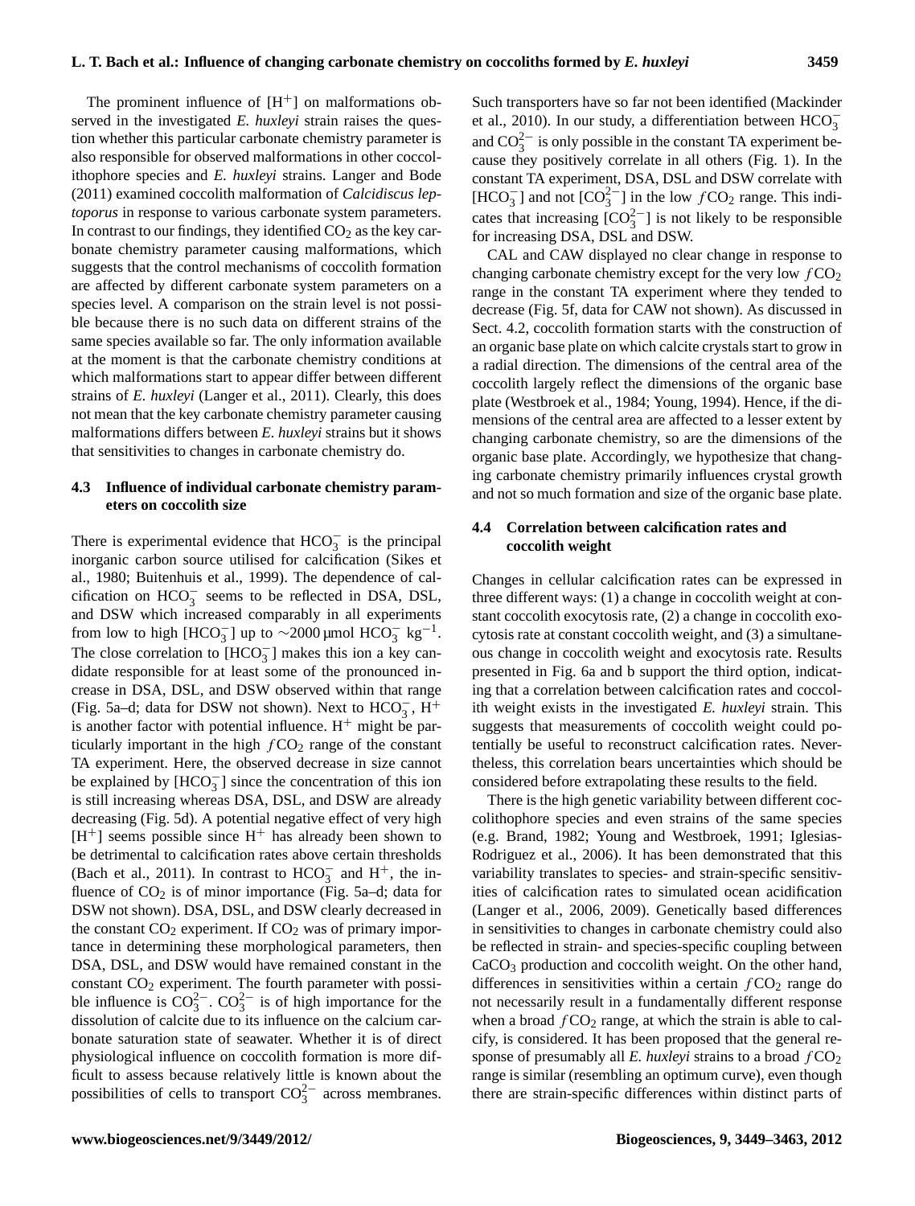The prominent influence of $[H^+]$ on malformations observed in the investigated *E. huxleyi* strain raises the question whether this particular carbonate chemistry parameter is also responsible for observed malformations in other coccolithophore species and *E. huxleyi* strains. Langer and Bode (2011) examined coccolith malformation of *Calcidiscus leptoporus* in response to various carbonate system parameters. In contrast to our findings, they identified $CO_2$ as the key carbonate chemistry parameter causing malformations, which suggests that the control mechanisms of coccolith formation are affected by different carbonate system parameters on a species level. A comparison on the strain level is not possible because there is no such data on different strains of the same species available so far. The only information available at the moment is that the carbonate chemistry conditions at which malformations start to appear differ between different strains of *E. huxleyi* (Langer et al., 2011). Clearly, this does not mean that the key carbonate chemistry parameter causing malformations differs between *E. huxleyi* strains but it shows that sensitivities to changes in carbonate chemistry do.

### 4.3 Influence of individual carbonate chemistry parameters on coccolith size

There is experimental evidence that $HCO_3^-$ is the principal inorganic carbon source utilised for calcification (Sikes et al., 1980; Buitenhuis et al., 1999). The dependence of calcification on $HCO_3^-$ seems to be reflected in DSA, DSL, and DSW which increased comparably in all experiments from low to high $[HCO_3^-]$ up to ∼2000 µmol $HCO_3^-$ $kg^{-1}$. The close correlation to $[HCO_3^-]$ makes this ion a key candidate responsible for at least some of the pronounced increase in DSA, DSL, and DSW observed within that range (Fig. 5a–d; data for DSW not shown). Next to $HCO_3^-$, $H^+$ is another factor with potential influence. $H^+$ might be particularly important in the high $fCO_2$ range of the constant TA experiment. Here, the observed decrease in size cannot be explained by $[HCO_3^-]$ since the concentration of this ion is still increasing whereas DSA, DSL, and DSW are already decreasing (Fig. 5d). A potential negative effect of very high $[H^+]$ seems possible since $H^+$ has already been shown to be detrimental to calcification rates above certain thresholds (Bach et al., 2011). In contrast to $HCO_3^-$ and $H^+$, the influence of $CO_2$ is of minor importance (Fig. 5a–d; data for DSW not shown). DSA, DSL, and DSW clearly decreased in the constant $CO_2$ experiment. If $CO_2$ was of primary importance in determining these morphological parameters, then DSA, DSL, and DSW would have remained constant in the constant $CO_2$ experiment. The fourth parameter with possible influence is $CO_3^{2-}$. $CO_3^{2-}$ is of high importance for the dissolution of calcite due to its influence on the calcium carbonate saturation state of seawater. Whether it is of direct physiological influence on coccolith formation is more difficult to assess because relatively little is known about the possibilities of cells to transport $CO_3^{2-}$ across membranes. Such transporters have so far not been identified (Mackinder et al., 2010). In our study, a differentiation between $HCO_3^-$ and $CO_3^{2-}$ is only possible in the constant TA experiment because they positively correlate in all others (Fig. 1). In the constant TA experiment, DSA, DSL and DSW correlate with $[HCO_3^-]$ and not $[CO_3^{2-}]$ in the low $fCO_2$ range. This indicates that increasing $[CO_3^{2-}]$ is not likely to be responsible for increasing DSA, DSL and DSW.

CAL and CAW displayed no clear change in response to changing carbonate chemistry except for the very low $fCO_2$ range in the constant TA experiment where they tended to decrease (Fig. 5f, data for CAW not shown). As discussed in Sect. 4.2, coccolith formation starts with the construction of an organic base plate on which calcite crystals start to grow in a radial direction. The dimensions of the central area of the coccolith largely reflect the dimensions of the organic base plate (Westbroek et al., 1984; Young, 1994). Hence, if the dimensions of the central area are affected to a lesser extent by changing carbonate chemistry, so are the dimensions of the organic base plate. Accordingly, we hypothesize that changing carbonate chemistry primarily influences crystal growth and not so much formation and size of the organic base plate.

### 4.4 Correlation between calcification rates and coccolith weight

Changes in cellular calcification rates can be expressed in three different ways: (1) a change in coccolith weight at constant coccolith exocytosis rate, (2) a change in coccolith exocytosis rate at constant coccolith weight, and (3) a simultaneous change in coccolith weight and exocytosis rate. Results presented in Fig. 6a and b support the third option, indicating that a correlation between calcification rates and coccolith weight exists in the investigated *E. huxleyi* strain. This suggests that measurements of coccolith weight could potentially be useful to reconstruct calcification rates. Nevertheless, this correlation bears uncertainties which should be considered before extrapolating these results to the field.

There is the high genetic variability between different coccolithophore species and even strains of the same species (e.g. Brand, 1982; Young and Westbroek, 1991; Iglesias-Rodriguez et al., 2006). It has been demonstrated that this variability translates to species- and strain-specific sensitivities of calcification rates to simulated ocean acidification (Langer et al., 2006, 2009). Genetically based differences in sensitivities to changes in carbonate chemistry could also be reflected in strain- and species-specific coupling between $CaCO_3$ production and coccolith weight. On the other hand, differences in sensitivities within a certain $fCO_2$ range do not necessarily result in a fundamentally different response when a broad $fCO_2$ range, at which the strain is able to calcify, is considered. It has been proposed that the general response of presumably all *E. huxleyi* strains to a broad $fCO_2$ range is similar (resembling an optimum curve), even though there are strain-specific differences within distinct parts of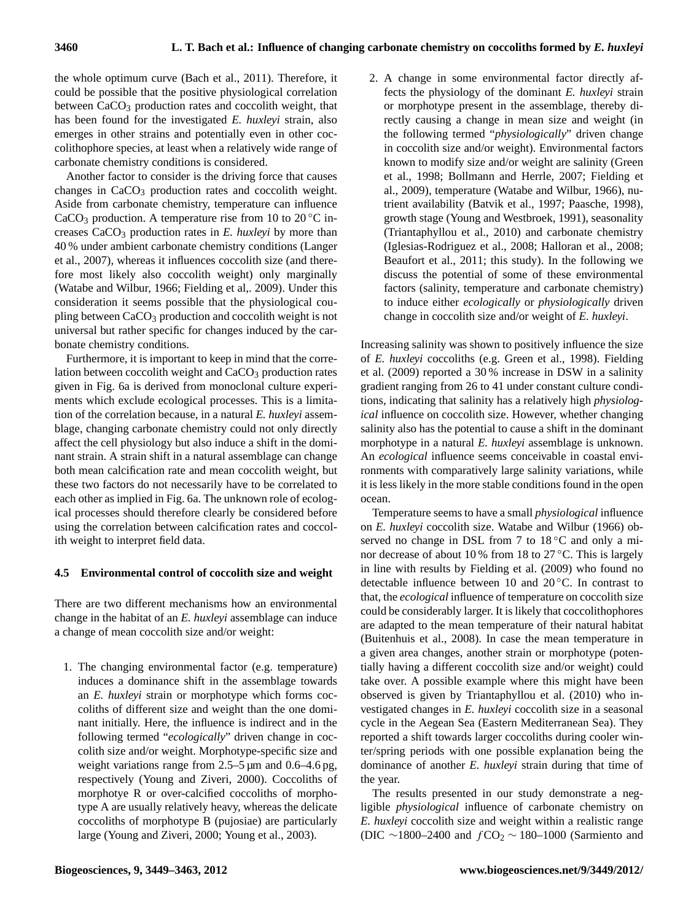the whole optimum curve (Bach et al., 2011). Therefore, it could be possible that the positive physiological correlation between $CaCO_3$ production rates and coccolith weight, that has been found for the investigated *E. huxleyi* strain, also emerges in other strains and potentially even in other coccolithophore species, at least when a relatively wide range of carbonate chemistry conditions is considered.

Another factor to consider is the driving force that causes changes in $CaCO_3$ production rates and coccolith weight. Aside from carbonate chemistry, temperature can influence $CaCO_3$ production. A temperature rise from 10 to 20 °C increases $CaCO_3$ production rates in *E. huxleyi* by more than 40 % under ambient carbonate chemistry conditions (Langer et al., 2007), whereas it influences coccolith size (and therefore most likely also coccolith weight) only marginally (Watabe and Wilbur, 1966; Fielding et al,. 2009). Under this consideration it seems possible that the physiological coupling between $CaCO_3$ production and coccolith weight is not universal but rather specific for changes induced by the carbonate chemistry conditions.

Furthermore, it is important to keep in mind that the correlation between coccolith weight and $CaCO_3$ production rates given in Fig. 6a is derived from monoclonal culture experiments which exclude ecological processes. This is a limitation of the correlation because, in a natural *E. huxleyi* assemblage, changing carbonate chemistry could not only directly affect the cell physiology but also induce a shift in the dominant strain. A strain shift in a natural assemblage can change both mean calcification rate and mean coccolith weight, but these two factors do not necessarily have to be correlated to each other as implied in Fig. 6a. The unknown role of ecological processes should therefore clearly be considered before using the correlation between calcification rates and coccolith weight to interpret field data.

### 4.5 Environmental control of coccolith size and weight

There are two different mechanisms how an environmental change in the habitat of an *E. huxleyi* assemblage can induce a change of mean coccolith size and/or weight:

1. The changing environmental factor (e.g. temperature) induces a dominance shift in the assemblage towards an *E. huxleyi* strain or morphotype which forms coccoliths of different size and weight than the one dominant initially. Here, the influence is indirect and in the following termed "*ecologically*" driven change in coccolith size and/or weight. Morphotype-specific size and weight variations range from 2.5–5 µm and 0.6–4.6 pg, respectively (Young and Ziveri, 2000). Coccoliths of morphotye R or over-calcified coccoliths of morphotype A are usually relatively heavy, whereas the delicate coccoliths of morphotype B (pujosiae) are particularly large (Young and Ziveri, 2000; Young et al., 2003).
2. A change in some environmental factor directly affects the physiology of the dominant *E. huxleyi* strain or morphotype present in the assemblage, thereby directly causing a change in mean size and weight (in the following termed "*physiologically*" driven change in coccolith size and/or weight). Environmental factors known to modify size and/or weight are salinity (Green et al., 1998; Bollmann and Herrle, 2007; Fielding et al., 2009), temperature (Watabe and Wilbur, 1966), nutrient availability (Batvik et al., 1997; Paasche, 1998), growth stage (Young and Westbroek, 1991), seasonality (Triantaphyllou et al., 2010) and carbonate chemistry (Iglesias-Rodriguez et al., 2008; Halloran et al., 2008; Beaufort et al., 2011; this study). In the following we discuss the potential of some of these environmental factors (salinity, temperature and carbonate chemistry) to induce either *ecologically* or *physiologically* driven change in coccolith size and/or weight of *E. huxleyi*.

Increasing salinity was shown to positively influence the size of *E. huxleyi* coccoliths (e.g. Green et al., 1998). Fielding et al. (2009) reported a 30 % increase in DSW in a salinity gradient ranging from 26 to 41 under constant culture conditions, indicating that salinity has a relatively high *physiological* influence on coccolith size. However, whether changing salinity also has the potential to cause a shift in the dominant morphotype in a natural *E. huxleyi* assemblage is unknown. An *ecological* influence seems conceivable in coastal environments with comparatively large salinity variations, while it is less likely in the more stable conditions found in the open ocean.

Temperature seems to have a small *physiological* influence on *E. huxleyi* coccolith size. Watabe and Wilbur (1966) observed no change in DSL from 7 to 18 °C and only a minor decrease of about 10 % from 18 to 27 °C. This is largely in line with results by Fielding et al. (2009) who found no detectable influence between 10 and 20 °C. In contrast to that, the *ecological* influence of temperature on coccolith size could be considerably larger. It is likely that coccolithophores are adapted to the mean temperature of their natural habitat (Buitenhuis et al., 2008). In case the mean temperature in a given area changes, another strain or morphotype (potentially having a different coccolith size and/or weight) could take over. A possible example where this might have been observed is given by Triantaphyllou et al. (2010) who investigated changes in *E. huxleyi* coccolith size in a seasonal cycle in the Aegean Sea (Eastern Mediterranean Sea). They reported a shift towards larger coccoliths during cooler winter/spring periods with one possible explanation being the dominance of another *E. huxleyi* strain during that time of the year.

The results presented in our study demonstrate a negligible *physiological* influence of carbonate chemistry on *E. huxleyi* coccolith size and weight within a realistic range (DIC ∼1800–2400 and $fCO_2$ ∼ 180–1000 (Sarmiento and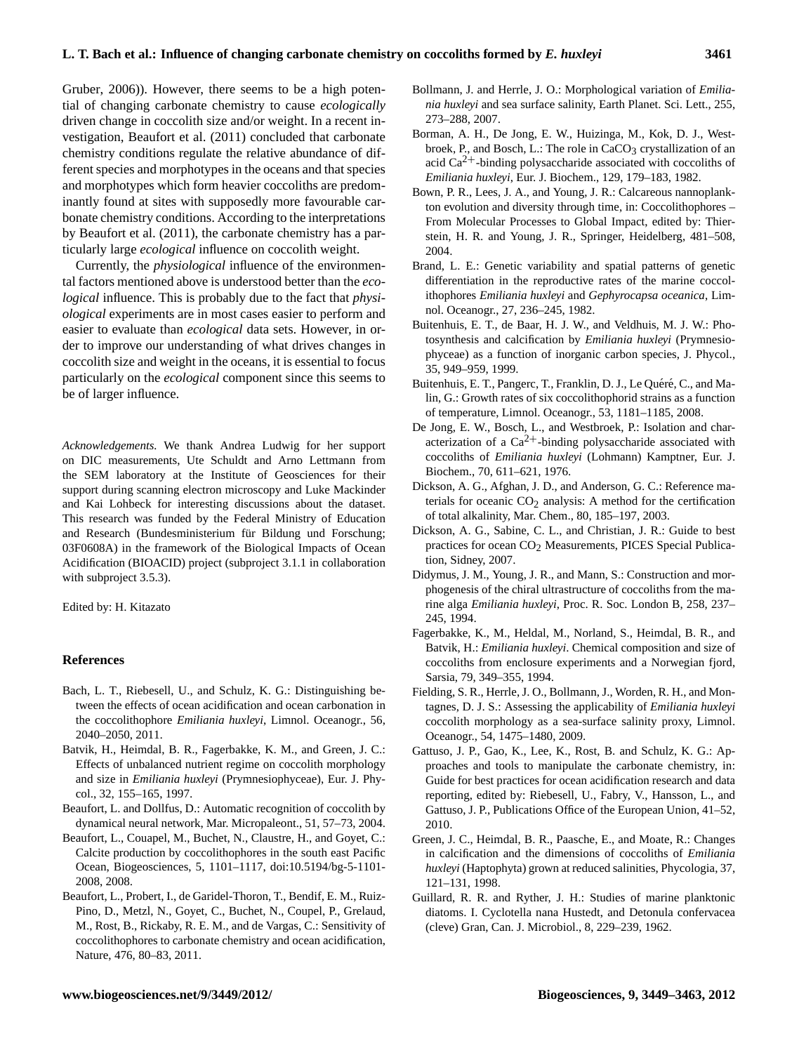Gruber, 2006)). However, there seems to be a high potential of changing carbonate chemistry to cause *ecologically* driven change in coccolith size and/or weight. In a recent investigation, Beaufort et al. (2011) concluded that carbonate chemistry conditions regulate the relative abundance of different species and morphotypes in the oceans and that species and morphotypes which form heavier coccoliths are predominantly found at sites with supposedly more favourable carbonate chemistry conditions. According to the interpretations by Beaufort et al. (2011), the carbonate chemistry has a particularly large *ecological* influence on coccolith weight.

Currently, the *physiological* influence of the environmental factors mentioned above is understood better than the *ecological* influence. This is probably due to the fact that *physiological* experiments are in most cases easier to perform and easier to evaluate than *ecological* data sets. However, in order to improve our understanding of what drives changes in coccolith size and weight in the oceans, it is essential to focus particularly on the *ecological* component since this seems to be of larger influence.

*Acknowledgements.* We thank Andrea Ludwig for her support on DIC measurements, Ute Schuldt and Arno Lettmann from the SEM laboratory at the Institute of Geosciences for their support during scanning electron microscopy and Luke Mackinder and Kai Lohbeck for interesting discussions about the dataset. This research was funded by the Federal Ministry of Education and Research (Bundesministerium für Bildung und Forschung; 03F0608A) in the framework of the Biological Impacts of Ocean Acidification (BIOACID) project (subproject 3.1.1 in collaboration with subproject 3.5.3).

Edited by: H. Kitazato

## References

Bach, L. T., Riebesell, U., and Schulz, K. G.: Distinguishing between the effects of ocean acidification and ocean carbonation in the coccolithophore *Emiliania huxleyi*, Limnol. Oceanogr., 56, 2040–2050, 2011.

Batvik, H., Heimdal, B. R., Fagerbakke, K. M., and Green, J. C.: Effects of unbalanced nutrient regime on coccolith morphology and size in *Emiliania huxleyi* (Prymnesiophyceae), Eur. J. Phycol., 32, 155–165, 1997.

Beaufort, L. and Dollfus, D.: Automatic recognition of coccolith by dynamical neural network, Mar. Micropaleont., 51, 57–73, 2004.

Beaufort, L., Couapel, M., Buchet, N., Claustre, H., and Goyet, C.: Calcite production by coccolithophores in the south east Pacific Ocean, Biogeosciences, 5, 1101–1117, doi:10.5194/bg-5-1101-2008, 2008.

Beaufort, L., Probert, I., de Garidel-Thoron, T., Bendif, E. M., Ruiz-Pino, D., Metzl, N., Goyet, C., Buchet, N., Coupel, P., Grelaud, M., Rost, B., Rickaby, R. E. M., and de Vargas, C.: Sensitivity of coccolithophores to carbonate chemistry and ocean acidification, Nature, 476, 80–83, 2011.

Bollmann, J. and Herrle, J. O.: Morphological variation of *Emiliania huxleyi* and sea surface salinity, Earth Planet. Sci. Lett., 255, 273–288, 2007.

Borman, A. H., De Jong, E. W., Huizinga, M., Kok, D. J., Westbroek, P., and Bosch, L.: The role in $CaCO_3$ crystallization of an acid $Ca^{2+}$-binding polysaccharide associated with coccoliths of *Emiliania huxleyi*, Eur. J. Biochem., 129, 179–183, 1982.

Bown, P. R., Lees, J. A., and Young, J. R.: Calcareous nannoplankton evolution and diversity through time, in: Coccolithophores – From Molecular Processes to Global Impact, edited by: Thierstein, H. R. and Young, J. R., Springer, Heidelberg, 481–508, 2004.

Brand, L. E.: Genetic variability and spatial patterns of genetic differentiation in the reproductive rates of the marine coccolithophores *Emiliania huxleyi* and *Gephyrocapsa oceanica*, Limnol. Oceanogr., 27, 236–245, 1982.

Buitenhuis, E. T., de Baar, H. J. W., and Veldhuis, M. J. W.: Photosynthesis and calcification by *Emiliania huxleyi* (Prymnesiophyceae) as a function of inorganic carbon species, J. Phycol., 35, 949–959, 1999.

Buitenhuis, E. T., Pangerc, T., Franklin, D. J., Le Quéré, C., and Malin, G.: Growth rates of six coccolithophorid strains as a function of temperature, Limnol. Oceanogr., 53, 1181–1185, 2008.

De Jong, E. W., Bosch, L., and Westbroek, P.: Isolation and characterization of a $Ca^{2+}$-binding polysaccharide associated with coccoliths of *Emiliania huxleyi* (Lohmann) Kamptner, Eur. J. Biochem., 70, 611–621, 1976.

Dickson, A. G., Afghan, J. D., and Anderson, G. C.: Reference materials for oceanic $CO_2$ analysis: A method for the certification of total alkalinity, Mar. Chem., 80, 185–197, 2003.

Dickson, A. G., Sabine, C. L., and Christian, J. R.: Guide to best practices for ocean $CO_2$ Measurements, PICES Special Publication, Sidney, 2007.

Didymus, J. M., Young, J. R., and Mann, S.: Construction and morphogenesis of the chiral ultrastructure of coccoliths from the marine alga *Emiliania huxleyi*, Proc. R. Soc. London B, 258, 237–245, 1994.

Fagerbakke, K., M., Heldal, M., Norland, S., Heimdal, B. R., and Batvik, H.: *Emiliania huxleyi*. Chemical composition and size of coccoliths from enclosure experiments and a Norwegian fjord, Sarsia, 79, 349–355, 1994.

Fielding, S. R., Herrle, J. O., Bollmann, J., Worden, R. H., and Montagnes, D. J. S.: Assessing the applicability of *Emiliania huxleyi* coccolith morphology as a sea-surface salinity proxy, Limnol. Oceanogr., 54, 1475–1480, 2009.

Gattuso, J. P., Gao, K., Lee, K., Rost, B. and Schulz, K. G.: Approaches and tools to manipulate the carbonate chemistry, in: Guide for best practices for ocean acidification research and data reporting, edited by: Riebesell, U., Fabry, V., Hansson, L., and Gattuso, J. P., Publications Office of the European Union, 41–52, 2010.

Green, J. C., Heimdal, B. R., Paasche, E., and Moate, R.: Changes in calcification and the dimensions of coccoliths of *Emiliania huxleyi* (Haptophyta) grown at reduced salinities, Phycologia, 37, 121–131, 1998.

Guillard, R. R. and Ryther, J. H.: Studies of marine planktonic diatoms. I. Cyclotella nana Hustedt, and Detonula confervacea (cleve) Gran, Can. J. Microbiol., 8, 229–239, 1962.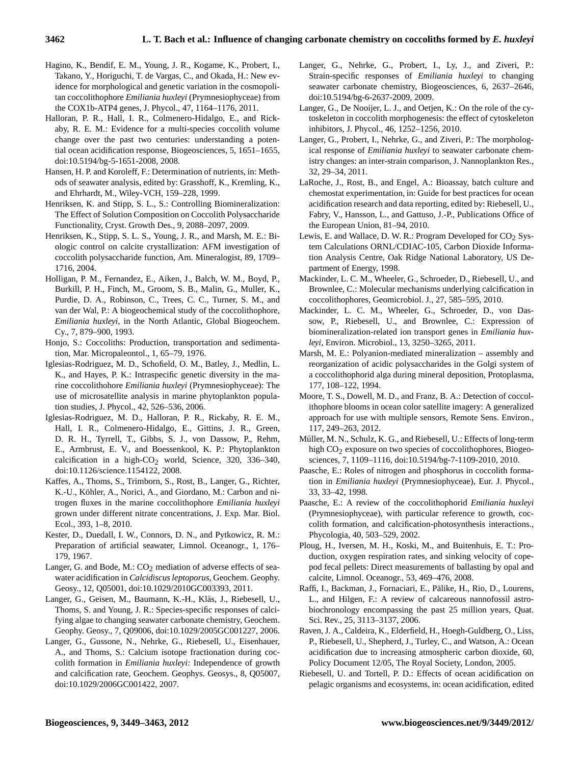Hagino, K., Bendif, E. M., Young, J. R., Kogame, K., Probert, I., Takano, Y., Horiguchi, T. de Vargas, C., and Okada, H.: New evidence for morphological and genetic variation in the cosmopolitan coccolithophore *Emiliania huxleyi* (Prymnesiophyceae) from the COX1b-ATP4 genes, J. Phycol., 47, 1164–1176, 2011.

Halloran, P. R., Hall, I. R., Colmenero-Hidalgo, E., and Rickaby, R. E. M.: Evidence for a multi-species coccolith volume change over the past two centuries: understanding a potential ocean acidification response, Biogeosciences, 5, 1651–1655, doi:10.5194/bg-5-1651-2008, 2008.

Hansen, H. P. and Koroleff, F.: Determination of nutrients, in: Methods of seawater analysis, edited by: Grasshoff, K., Kremling, K., and Ehrhardt, M., Wiley-VCH, 159–228, 1999.

Henriksen, K. and Stipp, S. L. S.: Controlling Biomineralization: The Effect of Solution Composition on Coccolith Polysaccharide Functionality, Cryst. Growth Des., 9, 2088–2097, 2009.

Henriksen, K., Stipp, S. L. S., Young, J. R., and Marsh, M. E.: Biologic control on calcite crystallization: AFM investigation of coccolith polysaccharide function, Am. Mineralogist, 89, 1709–1716, 2004.

Holligan, P. M., Fernandez, E., Aiken, J., Balch, W. M., Boyd, P., Burkill, P. H., Finch, M., Groom, S. B., Malin, G., Muller, K., Purdie, D. A., Robinson, C., Trees, C. C., Turner, S. M., and van der Wal, P.: A biogeochemical study of the coccolithophore, *Emiliania huxleyi*, in the North Atlantic, Global Biogeochem. Cy., 7, 879–900, 1993.

Honjo, S.: Coccoliths: Production, transportation and sedimentation, Mar. Micropaleontol., 1, 65–79, 1976.

Iglesias-Rodriguez, M. D., Schofield, O. M., Batley, J., Medlin, L. K., and Hayes, P. K.: Intraspecific genetic diversity in the marine coccolithohore *Emiliania huxleyi* (Prymnesiophyceae): The use of microsatellite analysis in marine phytoplankton population studies, J. Phycol., 42, 526–536, 2006.

Iglesias-Rodriguez, M. D., Halloran, P. R., Rickaby, R. E. M., Hall, I. R., Colmenero-Hidalgo, E., Gittins, J. R., Green, D. R. H., Tyrrell, T., Gibbs, S. J., von Dassow, P., Rehm, E., Armbrust, E. V., and Boessenkool, K. P.: Phytoplankton calcification in a high-$CO_2$ world, Science, 320, 336–340, doi:10.1126/science.1154122, 2008.

Kaffes, A., Thoms, S., Trimborn, S., Rost, B., Langer, G., Richter, K.-U., Köhler, A., Norici, A., and Giordano, M.: Carbon and nitrogen fluxes in the marine coccolithophore *Emiliania huxleyi* grown under different nitrate concentrations, J. Exp. Mar. Biol. Ecol., 393, 1–8, 2010.

Kester, D., Duedall, I. W., Connors, D. N., and Pytkowicz, R. M.: Preparation of artificial seawater, Limnol. Oceanogr., 1, 176–179, 1967.

Langer, G. and Bode, M.: $CO_2$ mediation of adverse effects of seawater acidification in *Calcidiscus leptoporus*, Geochem. Geophy. Geosy., 12, Q05001, doi:10.1029/2010GC003393, 2011.

Langer, G., Geisen, M., Baumann, K.-H., Kläs, J., Riebesell, U., Thoms, S. and Young, J. R.: Species-specific responses of calcifying algae to changing seawater carbonate chemistry, Geochem. Geophy. Geosy., 7, Q09006, doi:10.1029/2005GC001227, 2006.

Langer, G., Gussone, N., Nehrke, G., Riebesell, U., Eisenhauer, A., and Thoms, S.: Calcium isotope fractionation during coccolith formation in *Emiliania huxleyi:* Independence of growth and calcification rate, Geochem. Geophys. Geosys., 8, Q05007, doi:10.1029/2006GC001422, 2007.

Langer, G., Nehrke, G., Probert, I., Ly, J., and Ziveri, P.: Strain-specific responses of *Emiliania huxleyi* to changing seawater carbonate chemistry, Biogeosciences, 6, 2637–2646, doi:10.5194/bg-6-2637-2009, 2009.

Langer, G., De Nooijer, L. J., and Oetjen, K.: On the role of the cytoskeleton in coccolith morphogenesis: the effect of cytoskeleton inhibitors, J. Phycol., 46, 1252–1256, 2010.

Langer, G., Probert, I., Nehrke, G., and Ziveri, P.: The morphological response of *Emiliania huxleyi* to seawater carbonate chemistry changes: an inter-strain comparison, J. Nannoplankton Res., 32, 29–34, 2011.

LaRoche, J., Rost, B., and Engel, A.: Bioassay, batch culture and chemostat experimentation, in: Guide for best practices for ocean acidification research and data reporting, edited by: Riebesell, U., Fabry, V., Hansson, L., and Gattuso, J.-P., Publications Office of the European Union, 81–94, 2010.

Lewis, E. and Wallace, D. W. R.: Program Developed for $CO_2$ System Calculations ORNL/CDIAC-105, Carbon Dioxide Information Analysis Centre, Oak Ridge National Laboratory, US Department of Energy, 1998.

Mackinder, L. C. M., Wheeler, G., Schroeder, D., Riebesell, U., and Brownlee, C.: Molecular mechanisms underlying calcification in coccolithophores, Geomicrobiol. J., 27, 585–595, 2010.

Mackinder, L. C. M., Wheeler, G., Schroeder, D., von Dassow, P., Riebesell, U., and Brownlee, C.: Expression of biomineralization-related ion transport genes in *Emiliania huxleyi*, Environ. Microbiol., 13, 3250–3265, 2011.

Marsh, M. E.: Polyanion-mediated mineralization – assembly and reorganization of acidic polysaccharides in the Golgi system of a coccolithophorid alga during mineral deposition, Protoplasma, 177, 108–122, 1994.

Moore, T. S., Dowell, M. D., and Franz, B. A.: Detection of coccolithophore blooms in ocean color satellite imagery: A generalized approach for use with multiple sensors, Remote Sens. Environ., 117, 249–263, 2012.

Müller, M. N., Schulz, K. G., and Riebesell, U.: Effects of long-term high $CO_2$ exposure on two species of coccolithophores, Biogeosciences, 7, 1109–1116, doi:10.5194/bg-7-1109-2010, 2010.

Paasche, E.: Roles of nitrogen and phosphorus in coccolith formation in *Emiliania huxleyi* (Prymnesiophyceae), Eur. J. Phycol., 33, 33–42, 1998.

Paasche, E.: A review of the coccolithophorid *Emiliania huxleyi* (Prymnesiophyceae), with particular reference to growth, coccolith formation, and calcification-photosynthesis interactions., Phycologia, 40, 503–529, 2002.

Ploug, H., Iversen, M. H., Koski, M., and Buitenhuis, E. T.: Production, oxygen respiration rates, and sinking velocity of copepod fecal pellets: Direct measurements of ballasting by opal and calcite, Limnol. Oceanogr., 53, 469–476, 2008.

Raffi, I., Backman, J., Fornaciari, E., Pälike, H., Rio, D., Lourens, L., and Hilgen, F.: A review of calcareous nannofossil astrobiochronology encompassing the past 25 million years, Quat. Sci. Rev., 25, 3113–3137, 2006.

Raven, J. A., Caldeira, K., Elderfield, H., Hoegh-Guldberg, O., Liss, P., Riebesell, U., Shepherd, J., Turley, C., and Watson, A.: Ocean acidification due to increasing atmospheric carbon dioxide, 60, Policy Document 12/05, The Royal Society, London, 2005.

Riebesell, U. and Tortell, P. D.: Effects of ocean acidification on pelagic organisms and ecosystems, in: ocean acidification, edited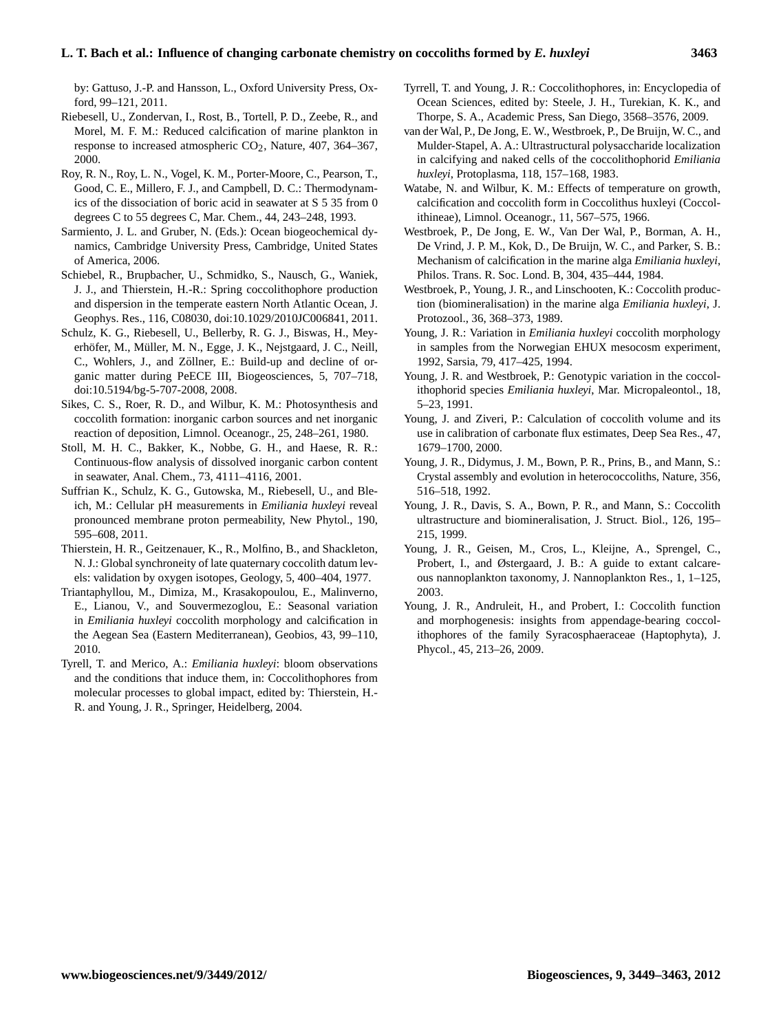by: Gattuso, J.-P. and Hansson, L., Oxford University Press, Oxford, 99–121, 2011.

Riebesell, U., Zondervan, I., Rost, B., Tortell, P. D., Zeebe, R., and Morel, M. F. M.: Reduced calcification of marine plankton in response to increased atmospheric $CO_2$, Nature, 407, 364–367, 2000.

Roy, R. N., Roy, L. N., Vogel, K. M., Porter-Moore, C., Pearson, T., Good, C. E., Millero, F. J., and Campbell, D. C.: Thermodynamics of the dissociation of boric acid in seawater at S 5 35 from 0 degrees C to 55 degrees C, Mar. Chem., 44, 243–248, 1993.

Sarmiento, J. L. and Gruber, N. (Eds.): Ocean biogeochemical dynamics, Cambridge University Press, Cambridge, United States of America, 2006.

Schiebel, R., Brupbacher, U., Schmidko, S., Nausch, G., Waniek, J. J., and Thierstein, H.-R.: Spring coccolithophore production and dispersion in the temperate eastern North Atlantic Ocean, J. Geophys. Res., 116, C08030, doi:10.1029/2010JC006841, 2011.

Schulz, K. G., Riebesell, U., Bellerby, R. G. J., Biswas, H., Meyerhöfer, M., Müller, M. N., Egge, J. K., Nejstgaard, J. C., Neill, C., Wohlers, J., and Zöllner, E.: Build-up and decline of organic matter during PeECE III, Biogeosciences, 5, 707–718, doi:10.5194/bg-5-707-2008, 2008.

Sikes, C. S., Roer, R. D., and Wilbur, K. M.: Photosynthesis and coccolith formation: inorganic carbon sources and net inorganic reaction of deposition, Limnol. Oceanogr., 25, 248–261, 1980.

Stoll, M. H. C., Bakker, K., Nobbe, G. H., and Haese, R. R.: Continuous-flow analysis of dissolved inorganic carbon content in seawater, Anal. Chem., 73, 4111–4116, 2001.

Suffrian K., Schulz, K. G., Gutowska, M., Riebesell, U., and Bleich, M.: Cellular pH measurements in *Emiliania huxleyi* reveal pronounced membrane proton permeability, New Phytol., 190, 595–608, 2011.

Thierstein, H. R., Geitzenauer, K., R., Molfino, B., and Shackleton, N. J.: Global synchroneity of late quaternary coccolith datum levels: validation by oxygen isotopes, Geology, 5, 400–404, 1977.

Triantaphyllou, M., Dimiza, M., Krasakopoulou, E., Malinverno, E., Lianou, V., and Souvermezoglou, E.: Seasonal variation in *Emiliania huxleyi* coccolith morphology and calcification in the Aegean Sea (Eastern Mediterranean), Geobios, 43, 99–110, 2010.

Tyrell, T. and Merico, A.: *Emiliania huxleyi*: bloom observations and the conditions that induce them, in: Coccolithophores from molecular processes to global impact, edited by: Thierstein, H.-R. and Young, J. R., Springer, Heidelberg, 2004.

Tyrrell, T. and Young, J. R.: Coccolithophores, in: Encyclopedia of Ocean Sciences, edited by: Steele, J. H., Turekian, K. K., and Thorpe, S. A., Academic Press, San Diego, 3568–3576, 2009.

van der Wal, P., De Jong, E. W., Westbroek, P., De Bruijn, W. C., and Mulder-Stapel, A. A.: Ultrastructural polysaccharide localization in calcifying and naked cells of the coccolithophorid *Emiliania huxleyi*, Protoplasma, 118, 157–168, 1983.

Watabe, N. and Wilbur, K. M.: Effects of temperature on growth, calcification and coccolith form in Coccolithus huxleyi (Coccolithineae), Limnol. Oceanogr., 11, 567–575, 1966.

Westbroek, P., De Jong, E. W., Van Der Wal, P., Borman, A. H., De Vrind, J. P. M., Kok, D., De Bruijn, W. C., and Parker, S. B.: Mechanism of calcification in the marine alga *Emiliania huxleyi*, Philos. Trans. R. Soc. Lond. B, 304, 435–444, 1984.

Westbroek, P., Young, J. R., and Linschooten, K.: Coccolith production (biomineralisation) in the marine alga *Emiliania huxleyi*, J. Protozool., 36, 368–373, 1989.

Young, J. R.: Variation in *Emiliania huxleyi* coccolith morphology in samples from the Norwegian EHUX mesocosm experiment, 1992, Sarsia, 79, 417–425, 1994.

Young, J. R. and Westbroek, P.: Genotypic variation in the coccolithophorid species *Emiliania huxleyi*, Mar. Micropaleontol., 18, 5–23, 1991.

Young, J. and Ziveri, P.: Calculation of coccolith volume and its use in calibration of carbonate flux estimates, Deep Sea Res., 47, 1679–1700, 2000.

Young, J. R., Didymus, J. M., Bown, P. R., Prins, B., and Mann, S.: Crystal assembly and evolution in heterococcoliths, Nature, 356, 516–518, 1992.

Young, J. R., Davis, S. A., Bown, P. R., and Mann, S.: Coccolith ultrastructure and biomineralisation, J. Struct. Biol., 126, 195–215, 1999.

Young, J. R., Geisen, M., Cros, L., Kleijne, A., Sprengel, C., Probert, I., and Østergaard, J. B.: A guide to extant calcareous nannoplankton taxonomy, J. Nannoplankton Res., 1, 1–125, 2003.

Young, J. R., Andruleit, H., and Probert, I.: Coccolith function and morphogenesis: insights from appendage-bearing coccolithophores of the family Syracosphaeraceae (Haptophyta), J. Phycol., 45, 213–26, 2009.